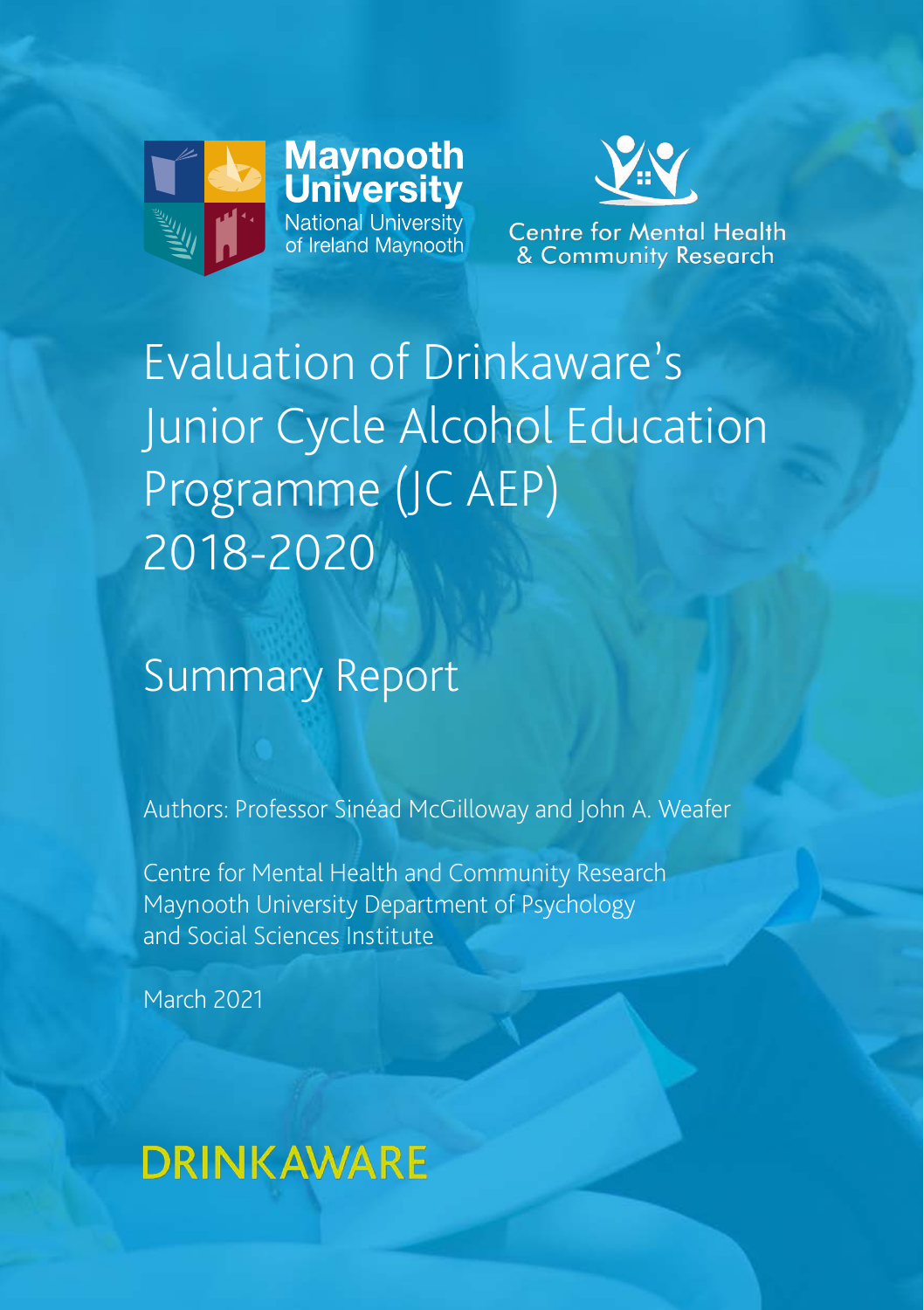Maynooth University
National University of Ireland Maynooth

Centre for Mental Health & Community Research

# Evaluation of Drinkaware's Junior Cycle Alcohol Education Programme (JC AEP) 2018-2020

## Summary Report

Authors: Professor Sinéad McGilloway and John A. Weafer

Centre for Mental Health and Community Research
Maynooth University Department of Psychology
and Social Sciences Institute

March 2021

DRINKAWARE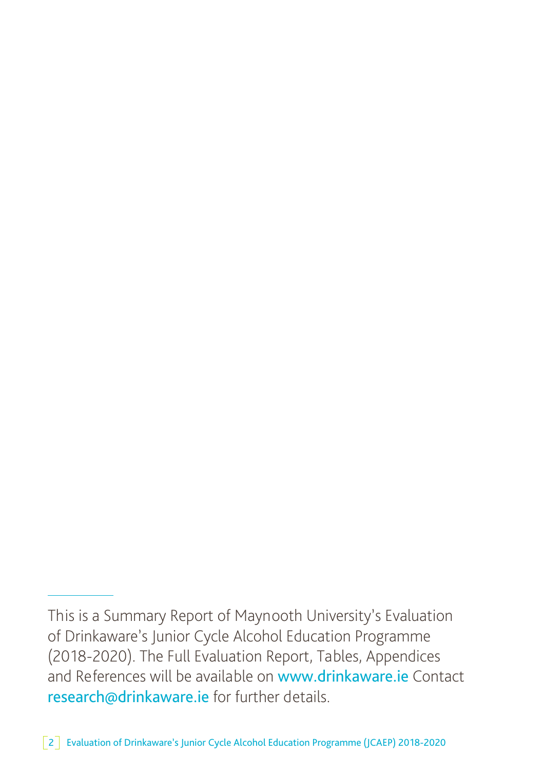This is a Summary Report of Maynooth University's Evaluation of Drinkaware's Junior Cycle Alcohol Education Programme (2018-2020). The Full Evaluation Report, Tables, Appendices and References will be available on www.drinkaware.ie Contact research@drinkaware.ie for further details.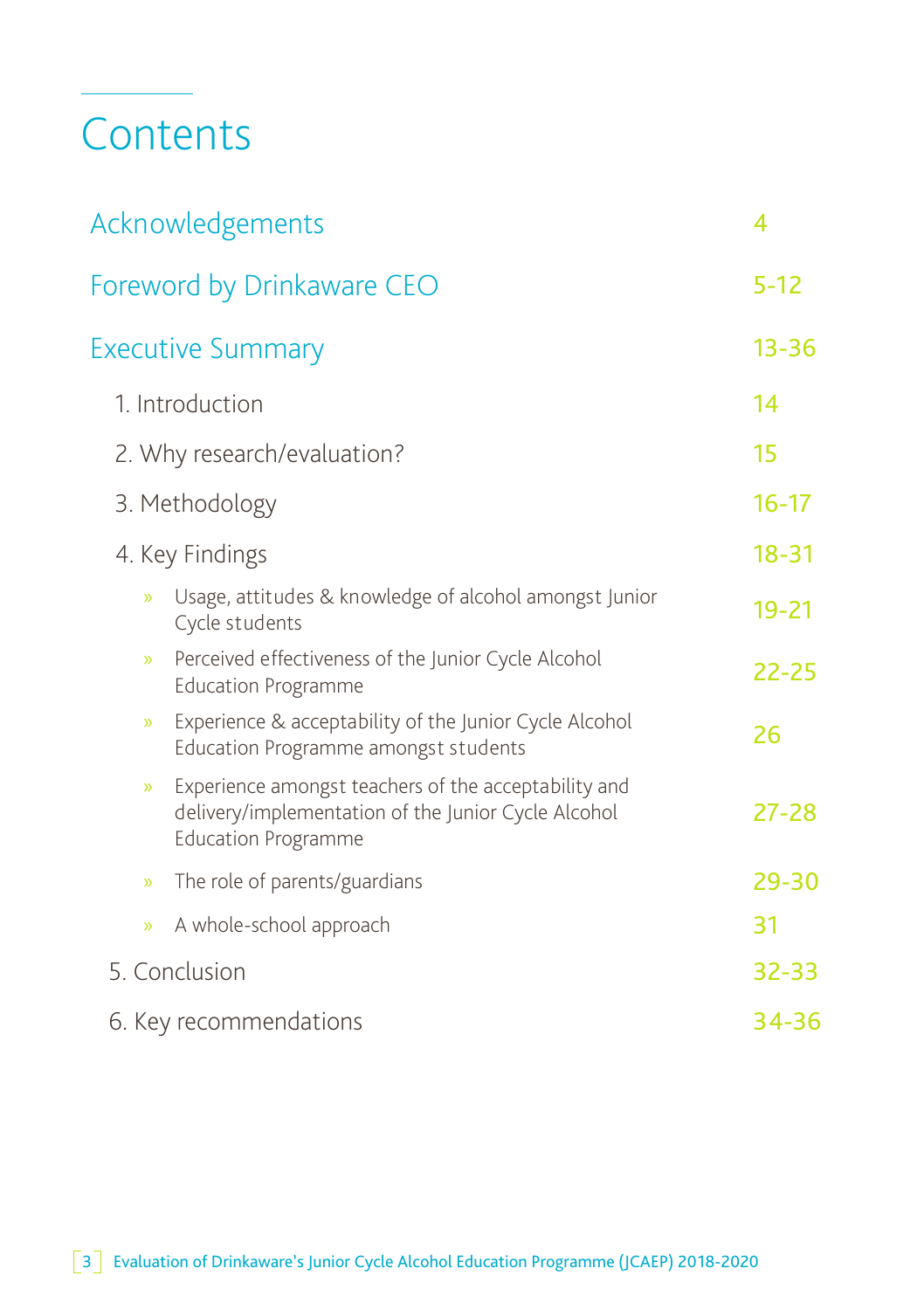# Contents

| | |
|---|---|
| Acknowledgements | 4 |
| Foreword by Drinkaware CEO | 5-12 |
| Executive Summary | 13-36 |
| 1. Introduction | 14 |
| 2. Why research/evaluation? | 15 |
| 3. Methodology | 16-17 |
| 4. Key Findings | 18-31 |
| » Usage, attitudes & knowledge of alcohol amongst Junior Cycle students | 19-21 |
| » Perceived effectiveness of the Junior Cycle Alcohol Education Programme | 22-25 |
| » Experience & acceptability of the Junior Cycle Alcohol Education Programme amongst students | 26 |
| » Experience amongst teachers of the acceptability and delivery/implementation of the Junior Cycle Alcohol Education Programme | 27-28 |
| » The role of parents/guardians | 29-30 |
| » A whole-school approach | 31 |
| 5. Conclusion | 32-33 |
| 6. Key recommendations | 34-36 |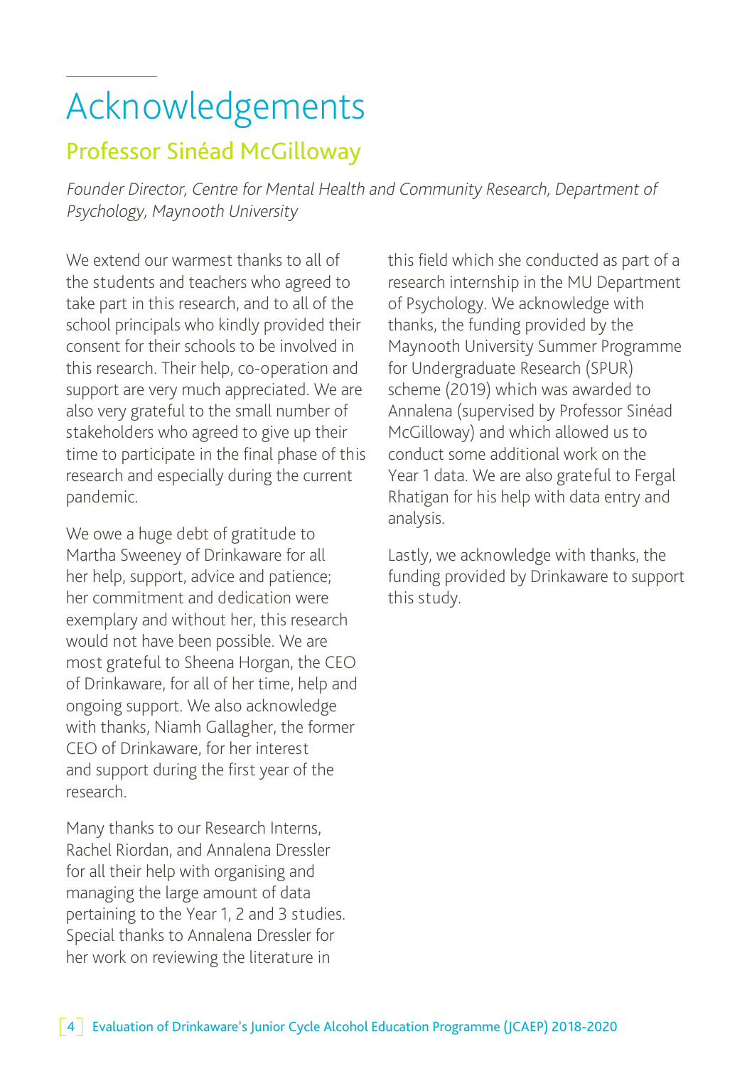# Acknowledgements

## Professor Sinéad McGilloway

*Founder Director, Centre for Mental Health and Community Research, Department of Psychology, Maynooth University*

We extend our warmest thanks to all of the students and teachers who agreed to take part in this research, and to all of the school principals who kindly provided their consent for their schools to be involved in this research. Their help, co-operation and support are very much appreciated. We are also very grateful to the small number of stakeholders who agreed to give up their time to participate in the final phase of this research and especially during the current pandemic.

We owe a huge debt of gratitude to Martha Sweeney of Drinkaware for all her help, support, advice and patience; her commitment and dedication were exemplary and without her, this research would not have been possible. We are most grateful to Sheena Horgan, the CEO of Drinkaware, for all of her time, help and ongoing support. We also acknowledge with thanks, Niamh Gallagher, the former CEO of Drinkaware, for her interest and support during the first year of the research.

Many thanks to our Research Interns, Rachel Riordan, and Annalena Dressler for all their help with organising and managing the large amount of data pertaining to the Year 1, 2 and 3 studies. Special thanks to Annalena Dressler for her work on reviewing the literature in this field which she conducted as part of a research internship in the MU Department of Psychology. We acknowledge with thanks, the funding provided by the Maynooth University Summer Programme for Undergraduate Research (SPUR) scheme (2019) which was awarded to Annalena (supervised by Professor Sinéad McGilloway) and which allowed us to conduct some additional work on the Year 1 data. We are also grateful to Fergal Rhatigan for his help with data entry and analysis.

Lastly, we acknowledge with thanks, the funding provided by Drinkaware to support this study.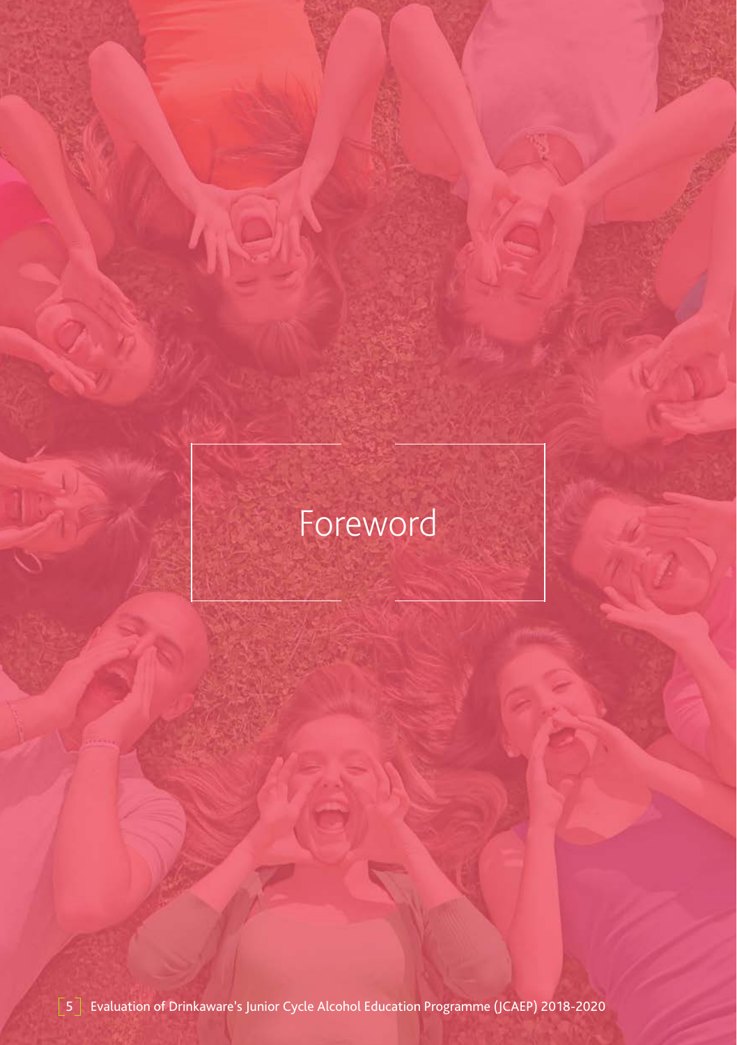# Foreword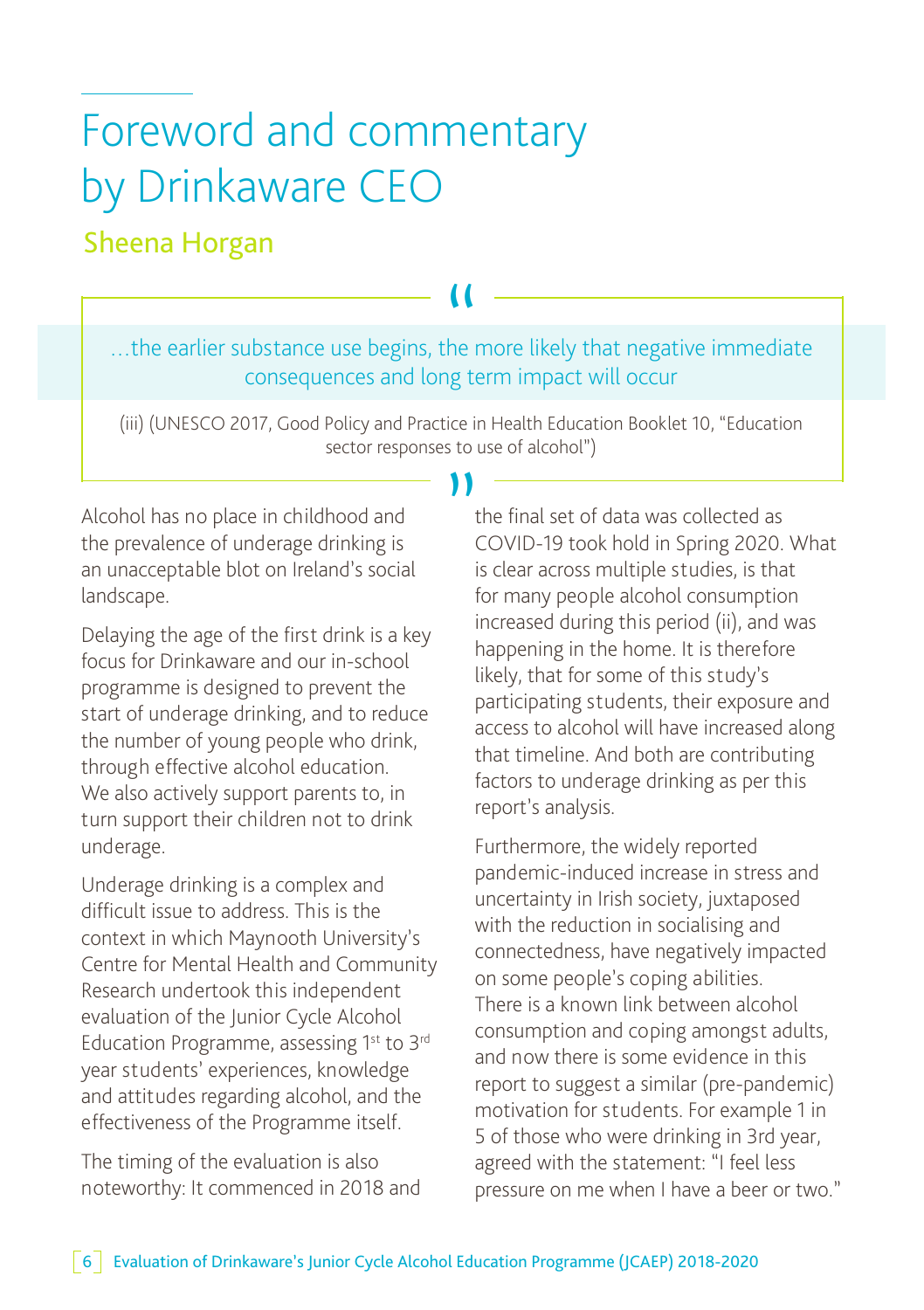# Foreword and commentary by Drinkaware CEO

## Sheena Horgan

> …the earlier substance use begins, the more likely that negative immediate consequences and long term impact will occur
>
> (iii) (UNESCO 2017, Good Policy and Practice in Health Education Booklet 10, "Education sector responses to use of alcohol")

Alcohol has no place in childhood and the prevalence of underage drinking is an unacceptable blot on Ireland's social landscape.

Delaying the age of the first drink is a key focus for Drinkaware and our in-school programme is designed to prevent the start of underage drinking, and to reduce the number of young people who drink, through effective alcohol education. We also actively support parents to, in turn support their children not to drink underage.

Underage drinking is a complex and difficult issue to address. This is the context in which Maynooth University's Centre for Mental Health and Community Research undertook this independent evaluation of the Junior Cycle Alcohol Education Programme, assessing 1st to 3rd year students' experiences, knowledge and attitudes regarding alcohol, and the effectiveness of the Programme itself.

The timing of the evaluation is also noteworthy: It commenced in 2018 and the final set of data was collected as COVID-19 took hold in Spring 2020. What is clear across multiple studies, is that for many people alcohol consumption increased during this period (ii), and was happening in the home. It is therefore likely, that for some of this study's participating students, their exposure and access to alcohol will have increased along that timeline. And both are contributing factors to underage drinking as per this report's analysis.

Furthermore, the widely reported pandemic-induced increase in stress and uncertainty in Irish society, juxtaposed with the reduction in socialising and connectedness, have negatively impacted on some people's coping abilities. There is a known link between alcohol consumption and coping amongst adults, and now there is some evidence in this report to suggest a similar (pre-pandemic) motivation for students. For example 1 in 5 of those who were drinking in 3rd year, agreed with the statement: "I feel less pressure on me when I have a beer or two."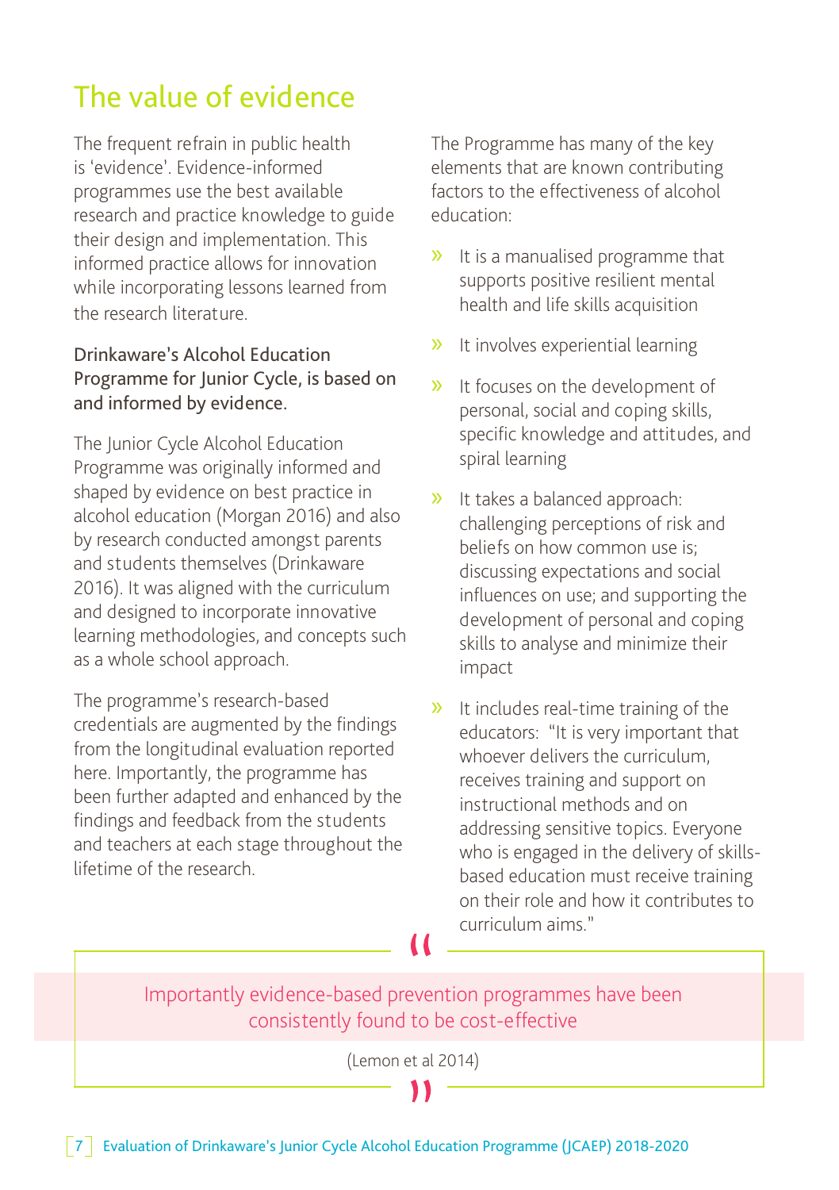# The value of evidence

The frequent refrain in public health is 'evidence'. Evidence-informed programmes use the best available research and practice knowledge to guide their design and implementation. This informed practice allows for innovation while incorporating lessons learned from the research literature.

**Drinkaware's Alcohol Education Programme for Junior Cycle, is based on and informed by evidence.**

The Junior Cycle Alcohol Education Programme was originally informed and shaped by evidence on best practice in alcohol education (Morgan 2016) and also by research conducted amongst parents and students themselves (Drinkaware 2016). It was aligned with the curriculum and designed to incorporate innovative learning methodologies, and concepts such as a whole school approach.

The programme's research-based credentials are augmented by the findings from the longitudinal evaluation reported here. Importantly, the programme has been further adapted and enhanced by the findings and feedback from the students and teachers at each stage throughout the lifetime of the research.

The Programme has many of the key elements that are known contributing factors to the effectiveness of alcohol education:

- It is a manualised programme that supports positive resilient mental health and life skills acquisition
- It involves experiential learning
- It focuses on the development of personal, social and coping skills, specific knowledge and attitudes, and spiral learning
- It takes a balanced approach: challenging perceptions of risk and beliefs on how common use is; discussing expectations and social influences on use; and supporting the development of personal and coping skills to analyse and minimize their impact
- It includes real-time training of the educators: "It is very important that whoever delivers the curriculum, receives training and support on instructional methods and on addressing sensitive topics. Everyone who is engaged in the delivery of skills-based education must receive training on their role and how it contributes to curriculum aims."

> "Importantly evidence-based prevention programmes have been consistently found to be cost-effective"
>
> (Lemon et al 2014)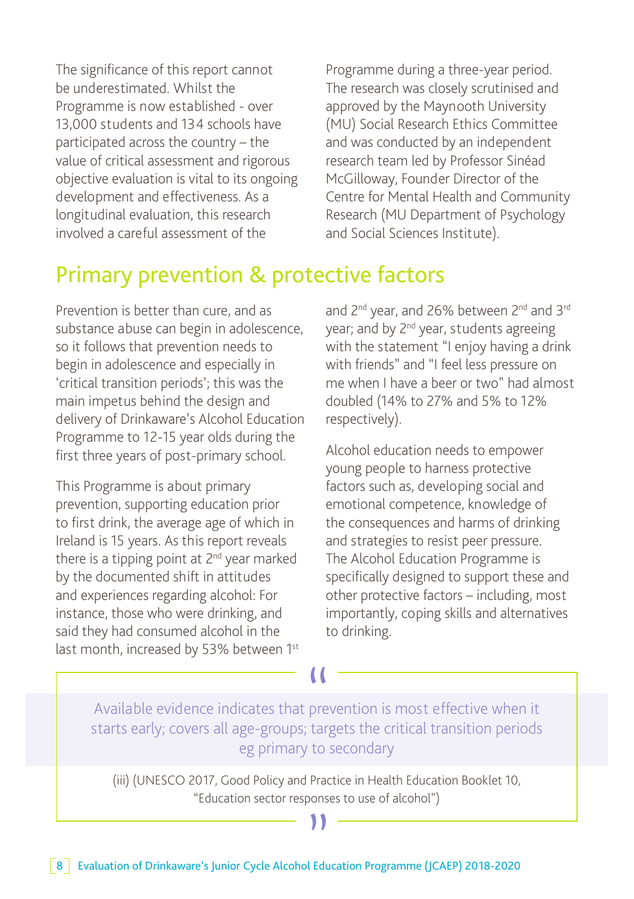The significance of this report cannot be underestimated. Whilst the Programme is now established - over 13,000 students and 134 schools have participated across the country – the value of critical assessment and rigorous objective evaluation is vital to its ongoing development and effectiveness. As a longitudinal evaluation, this research involved a careful assessment of the Programme during a three-year period. The research was closely scrutinised and approved by the Maynooth University (MU) Social Research Ethics Committee and was conducted by an independent research team led by Professor Sinéad McGilloway, Founder Director of the Centre for Mental Health and Community Research (MU Department of Psychology and Social Sciences Institute).

## Primary prevention & protective factors

Prevention is better than cure, and as substance abuse can begin in adolescence, so it follows that prevention needs to begin in adolescence and especially in 'critical transition periods'; this was the main impetus behind the design and delivery of Drinkaware's Alcohol Education Programme to 12-15 year olds during the first three years of post-primary school.

This Programme is about primary prevention, supporting education prior to first drink, the average age of which in Ireland is 15 years. As this report reveals there is a tipping point at 2nd year marked by the documented shift in attitudes and experiences regarding alcohol: For instance, those who were drinking, and said they had consumed alcohol in the last month, increased by 53% between 1st and 2nd year, and 26% between 2nd and 3rd year; and by 2nd year, students agreeing with the statement "I enjoy having a drink with friends" and "I feel less pressure on me when I have a beer or two" had almost doubled (14% to 27% and 5% to 12% respectively).

Alcohol education needs to empower young people to harness protective factors such as, developing social and emotional competence, knowledge of the consequences and harms of drinking and strategies to resist peer pressure. The Alcohol Education Programme is specifically designed to support these and other protective factors – including, most importantly, coping skills and alternatives to drinking.

> "Available evidence indicates that prevention is most effective when it starts early; covers all age-groups; targets the critical transition periods eg primary to secondary"
>
> (iii) (UNESCO 2017, Good Policy and Practice in Health Education Booklet 10, "Education sector responses to use of alcohol")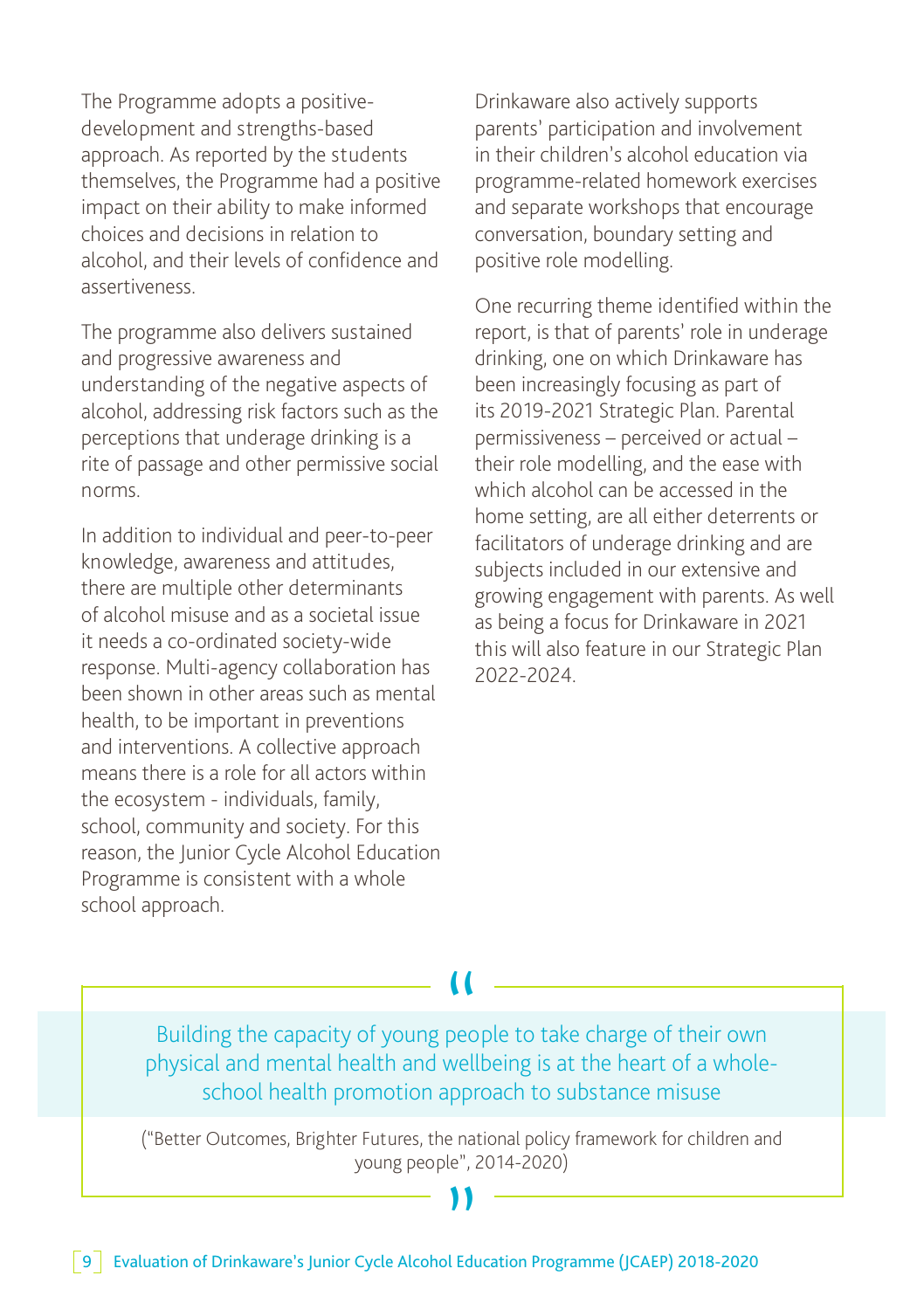The Programme adopts a positive-development and strengths-based approach. As reported by the students themselves, the Programme had a positive impact on their ability to make informed choices and decisions in relation to alcohol, and their levels of confidence and assertiveness.

The programme also delivers sustained and progressive awareness and understanding of the negative aspects of alcohol, addressing risk factors such as the perceptions that underage drinking is a rite of passage and other permissive social norms.

In addition to individual and peer-to-peer knowledge, awareness and attitudes, there are multiple other determinants of alcohol misuse and as a societal issue it needs a co-ordinated society-wide response. Multi-agency collaboration has been shown in other areas such as mental health, to be important in preventions and interventions. A collective approach means there is a role for all actors within the ecosystem - individuals, family, school, community and society. For this reason, the Junior Cycle Alcohol Education Programme is consistent with a whole school approach.

Drinkaware also actively supports parents' participation and involvement in their children's alcohol education via programme-related homework exercises and separate workshops that encourage conversation, boundary setting and positive role modelling.

One recurring theme identified within the report, is that of parents' role in underage drinking, one on which Drinkaware has been increasingly focusing as part of its 2019-2021 Strategic Plan. Parental permissiveness – perceived or actual – their role modelling, and the ease with which alcohol can be accessed in the home setting, are all either deterrents or facilitators of underage drinking and are subjects included in our extensive and growing engagement with parents. As well as being a focus for Drinkaware in 2021 this will also feature in our Strategic Plan 2022-2024.

> Building the capacity of young people to take charge of their own physical and mental health and wellbeing is at the heart of a whole-school health promotion approach to substance misuse
>
> ("Better Outcomes, Brighter Futures, the national policy framework for children and young people", 2014-2020)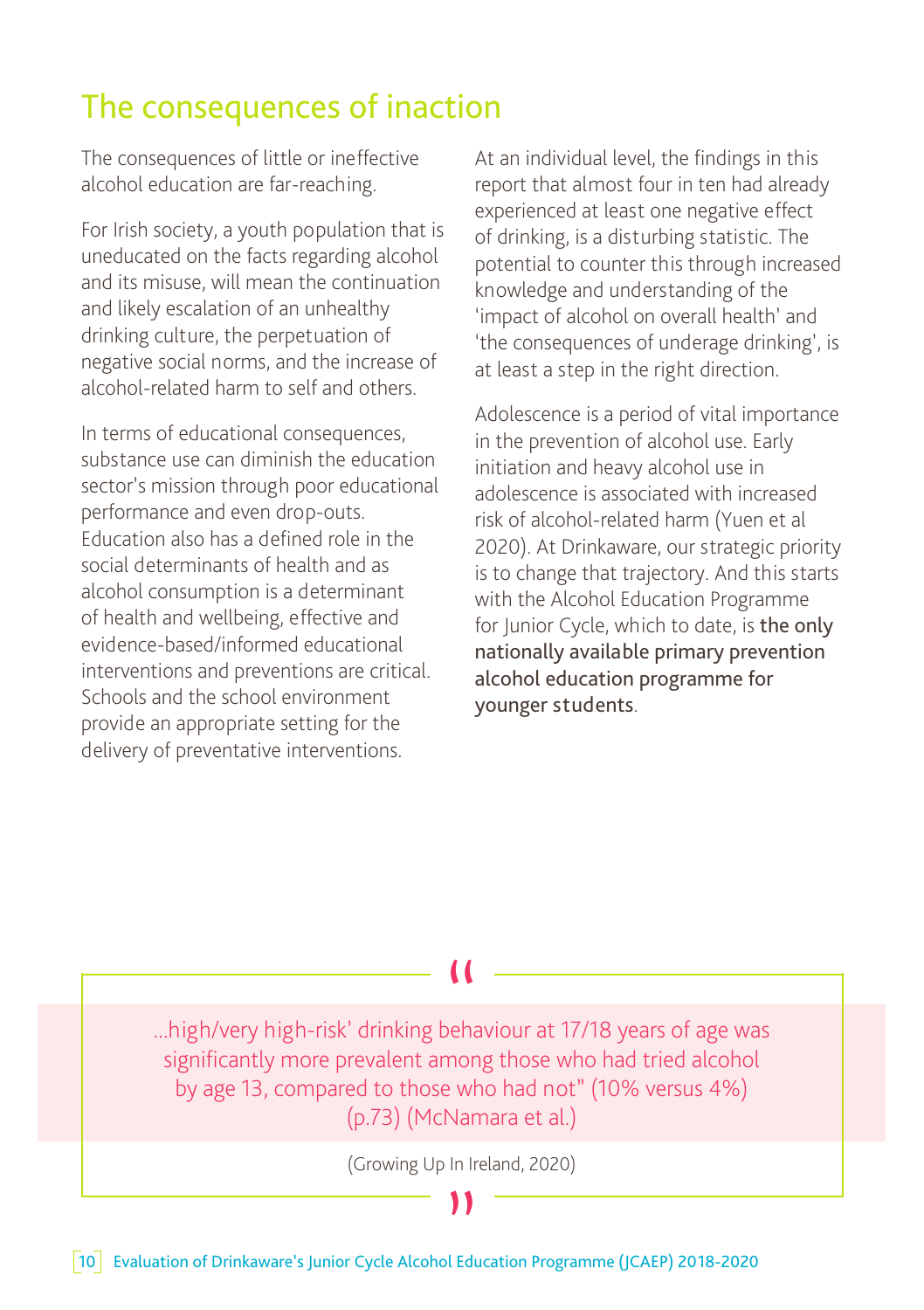# The consequences of inaction

The consequences of little or ineffective alcohol education are far-reaching.

For Irish society, a youth population that is uneducated on the facts regarding alcohol and its misuse, will mean the continuation and likely escalation of an unhealthy drinking culture, the perpetuation of negative social norms, and the increase of alcohol-related harm to self and others.

In terms of educational consequences, substance use can diminish the education sector's mission through poor educational performance and even drop-outs. Education also has a defined role in the social determinants of health and as alcohol consumption is a determinant of health and wellbeing, effective and evidence-based/informed educational interventions and preventions are critical. Schools and the school environment provide an appropriate setting for the delivery of preventative interventions.

At an individual level, the findings in this report that almost four in ten had already experienced at least one negative effect of drinking, is a disturbing statistic. The potential to counter this through increased knowledge and understanding of the 'impact of alcohol on overall health' and 'the consequences of underage drinking', is at least a step in the right direction.

Adolescence is a period of vital importance in the prevention of alcohol use. Early initiation and heavy alcohol use in adolescence is associated with increased risk of alcohol-related harm (Yuen et al 2020). At Drinkaware, our strategic priority is to change that trajectory. And this starts with the Alcohol Education Programme for Junior Cycle, which to date, is **the only nationally available primary prevention alcohol education programme for younger students**.

> ...high/very high-risk' drinking behaviour at 17/18 years of age was significantly more prevalent among those who had tried alcohol by age 13, compared to those who had not" (10% versus 4%) (p.73) (McNamara et al.)
>
> (Growing Up In Ireland, 2020)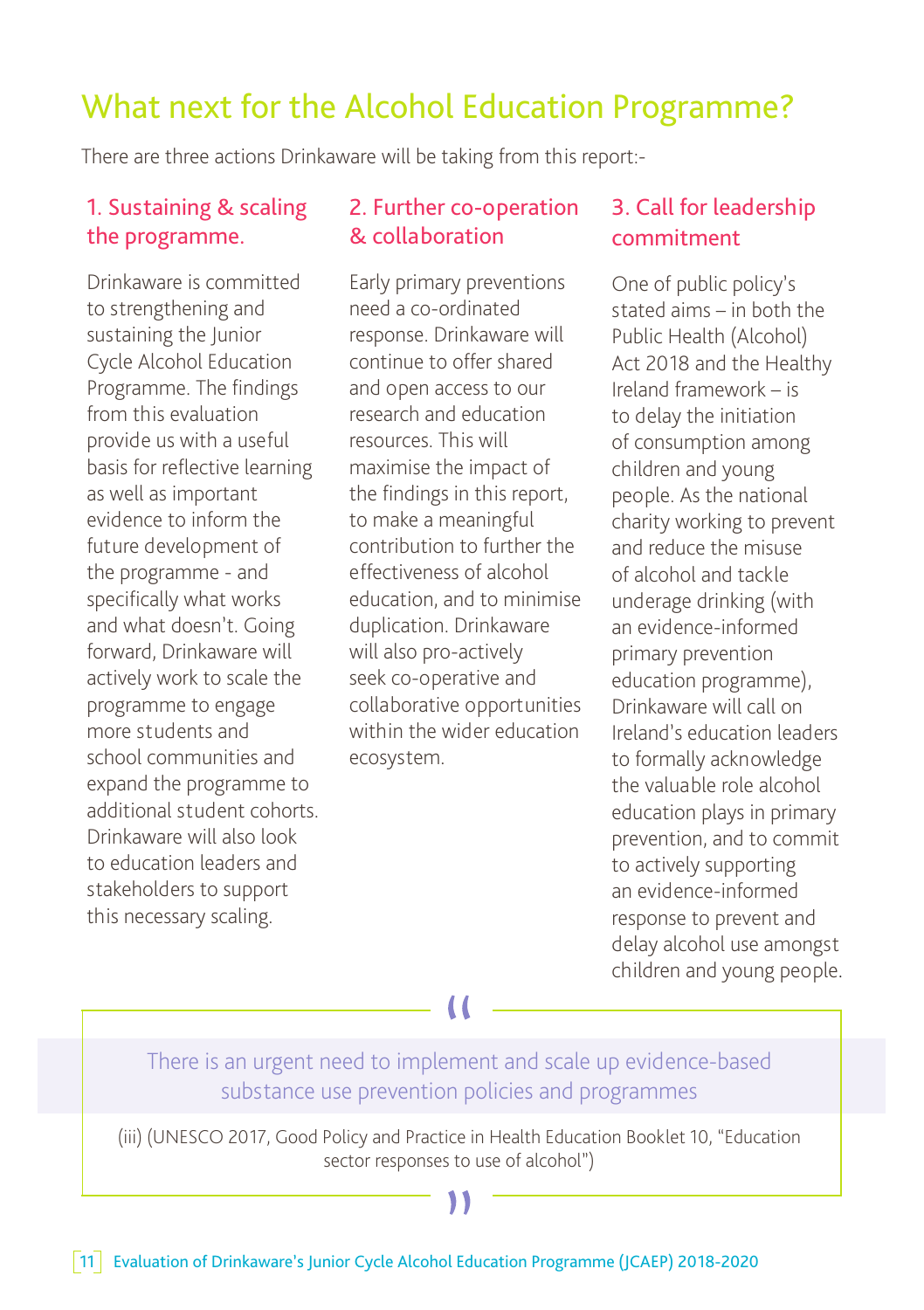# What next for the Alcohol Education Programme?

There are three actions Drinkaware will be taking from this report:-

### 1. Sustaining & scaling the programme.

Drinkaware is committed to strengthening and sustaining the Junior Cycle Alcohol Education Programme. The findings from this evaluation provide us with a useful basis for reflective learning as well as important evidence to inform the future development of the programme - and specifically what works and what doesn't. Going forward, Drinkaware will actively work to scale the programme to engage more students and school communities and expand the programme to additional student cohorts. Drinkaware will also look to education leaders and stakeholders to support this necessary scaling.

### 2. Further co-operation & collaboration

Early primary preventions need a co-ordinated response. Drinkaware will continue to offer shared and open access to our research and education resources. This will maximise the impact of the findings in this report, to make a meaningful contribution to further the effectiveness of alcohol education, and to minimise duplication. Drinkaware will also pro-actively seek co-operative and collaborative opportunities within the wider education ecosystem.

### 3. Call for leadership commitment

One of public policy's stated aims – in both the Public Health (Alcohol) Act 2018 and the Healthy Ireland framework – is to delay the initiation of consumption among children and young people. As the national charity working to prevent and reduce the misuse of alcohol and tackle underage drinking (with an evidence-informed primary prevention education programme), Drinkaware will call on Ireland's education leaders to formally acknowledge the valuable role alcohol education plays in primary prevention, and to commit to actively supporting an evidence-informed response to prevent and delay alcohol use amongst children and young people.

> "There is an urgent need to implement and scale up evidence-based substance use prevention policies and programmes"
>
> (iii) (UNESCO 2017, Good Policy and Practice in Health Education Booklet 10, "Education sector responses to use of alcohol")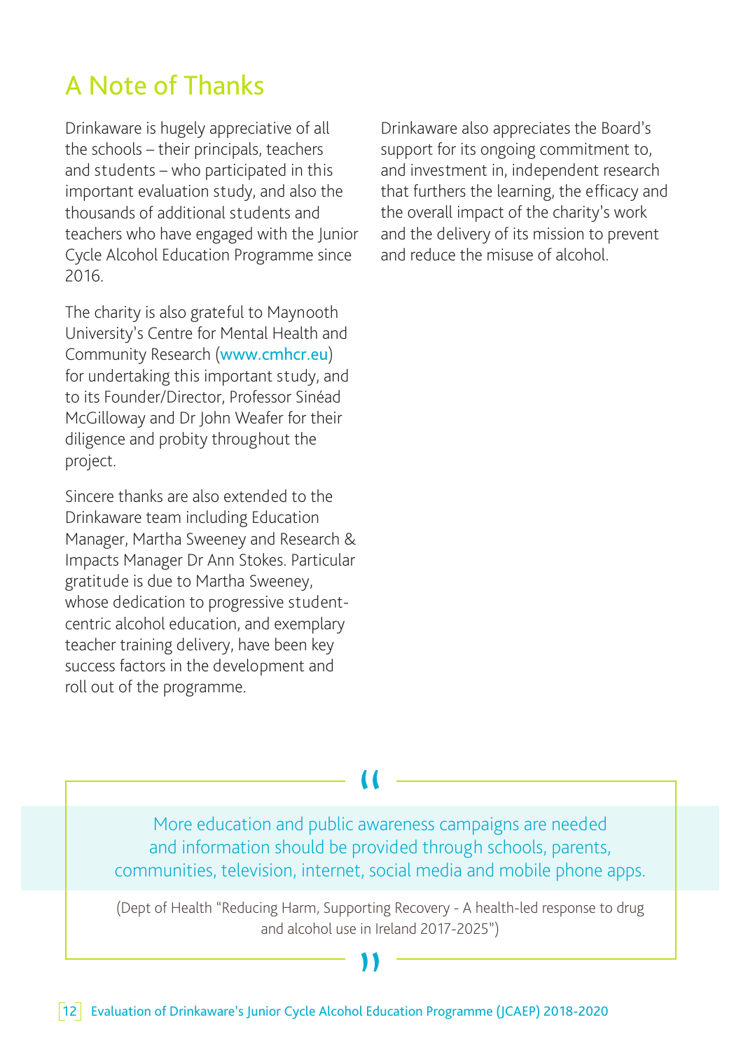# A Note of Thanks

Drinkaware is hugely appreciative of all the schools – their principals, teachers and students – who participated in this important evaluation study, and also the thousands of additional students and teachers who have engaged with the Junior Cycle Alcohol Education Programme since 2016.

The charity is also grateful to Maynooth University's Centre for Mental Health and Community Research (www.cmhcr.eu) for undertaking this important study, and to its Founder/Director, Professor Sinéad McGilloway and Dr John Weafer for their diligence and probity throughout the project.

Sincere thanks are also extended to the Drinkaware team including Education Manager, Martha Sweeney and Research & Impacts Manager Dr Ann Stokes. Particular gratitude is due to Martha Sweeney, whose dedication to progressive student-centric alcohol education, and exemplary teacher training delivery, have been key success factors in the development and roll out of the programme.

Drinkaware also appreciates the Board's support for its ongoing commitment to, and investment in, independent research that furthers the learning, the efficacy and the overall impact of the charity's work and the delivery of its mission to prevent and reduce the misuse of alcohol.

> More education and public awareness campaigns are needed and information should be provided through schools, parents, communities, television, internet, social media and mobile phone apps.
>
> (Dept of Health "Reducing Harm, Supporting Recovery - A health-led response to drug and alcohol use in Ireland 2017-2025")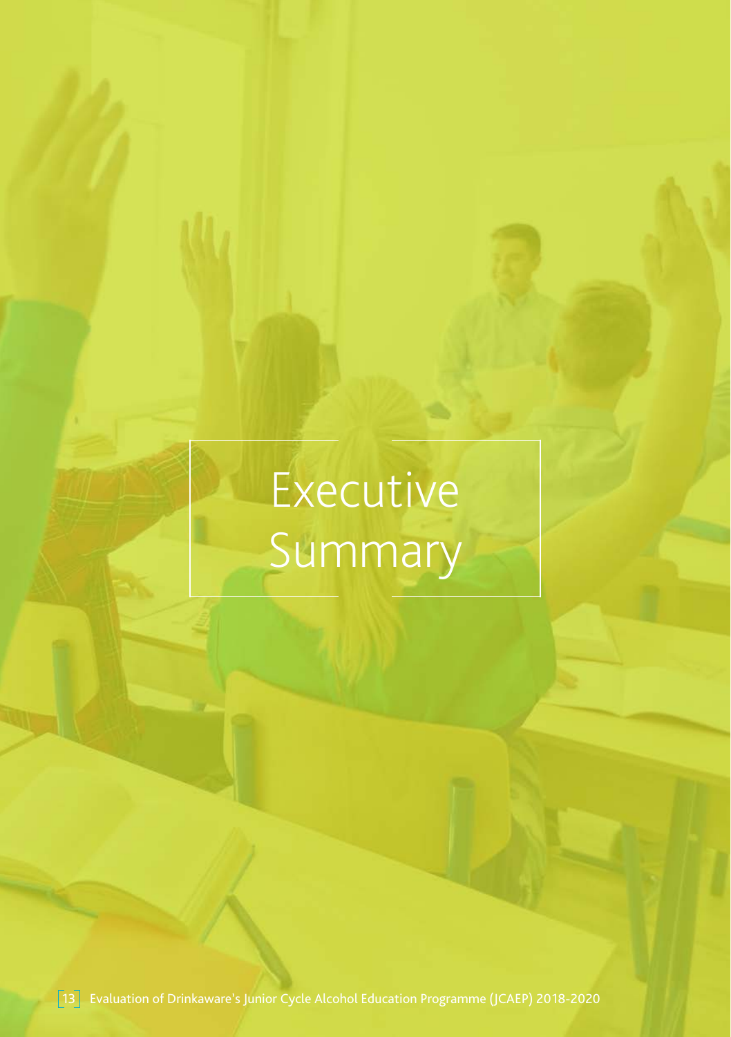# Executive Summary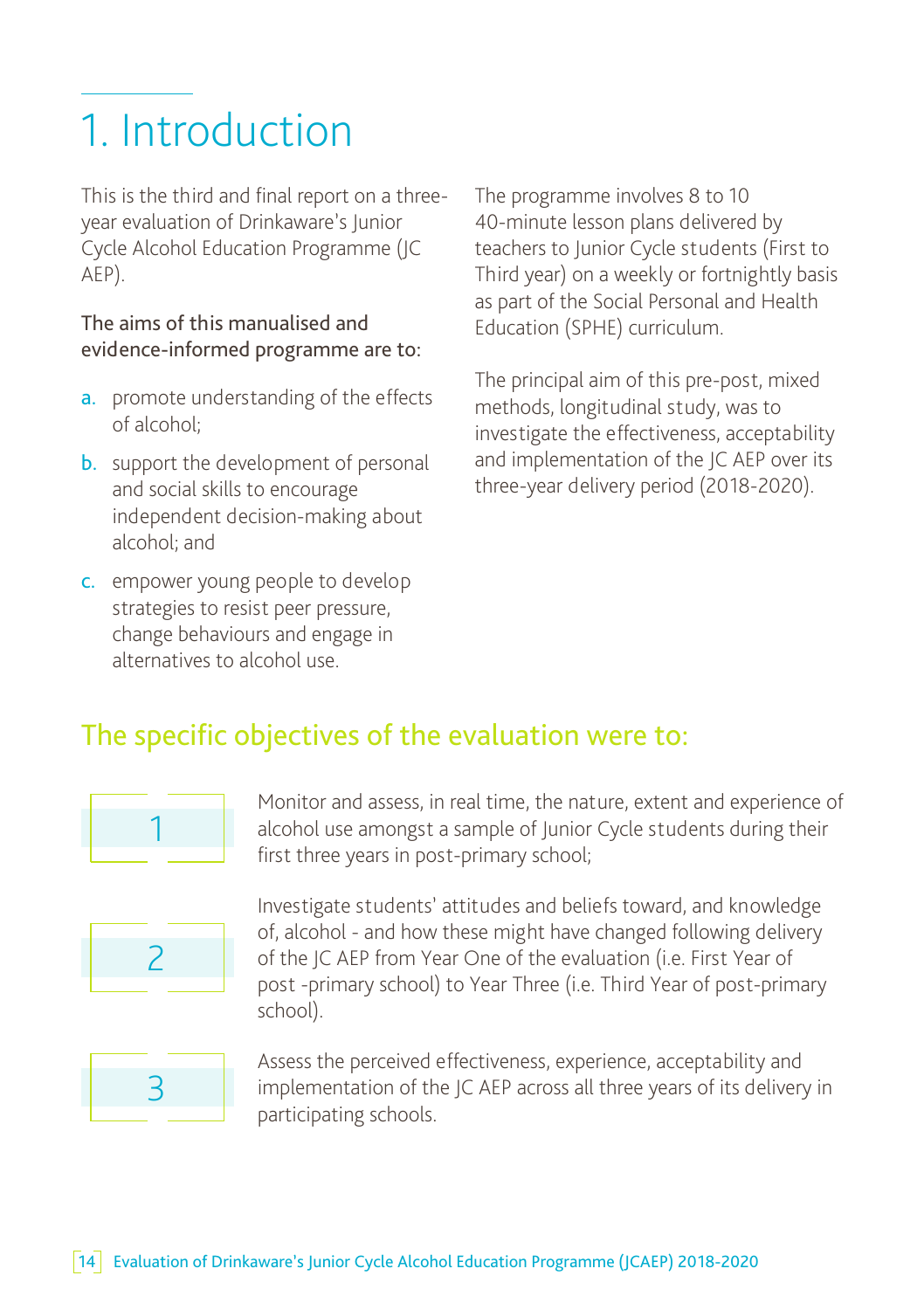# 1. Introduction

This is the third and final report on a three-year evaluation of Drinkaware's Junior Cycle Alcohol Education Programme (JC AEP).

The aims of this manualised and evidence-informed programme are to:

a. promote understanding of the effects of alcohol;

b. support the development of personal and social skills to encourage independent decision-making about alcohol; and

c. empower young people to develop strategies to resist peer pressure, change behaviours and engage in alternatives to alcohol use.

The programme involves 8 to 10 40-minute lesson plans delivered by teachers to Junior Cycle students (First to Third year) on a weekly or fortnightly basis as part of the Social Personal and Health Education (SPHE) curriculum.

The principal aim of this pre-post, mixed methods, longitudinal study, was to investigate the effectiveness, acceptability and implementation of the JC AEP over its three-year delivery period (2018-2020).

## The specific objectives of the evaluation were to:

1. Monitor and assess, in real time, the nature, extent and experience of alcohol use amongst a sample of Junior Cycle students during their first three years in post-primary school;

2. Investigate students' attitudes and beliefs toward, and knowledge of, alcohol - and how these might have changed following delivery of the JC AEP from Year One of the evaluation (i.e. First Year of post -primary school) to Year Three (i.e. Third Year of post-primary school).

3. Assess the perceived effectiveness, experience, acceptability and implementation of the JC AEP across all three years of its delivery in participating schools.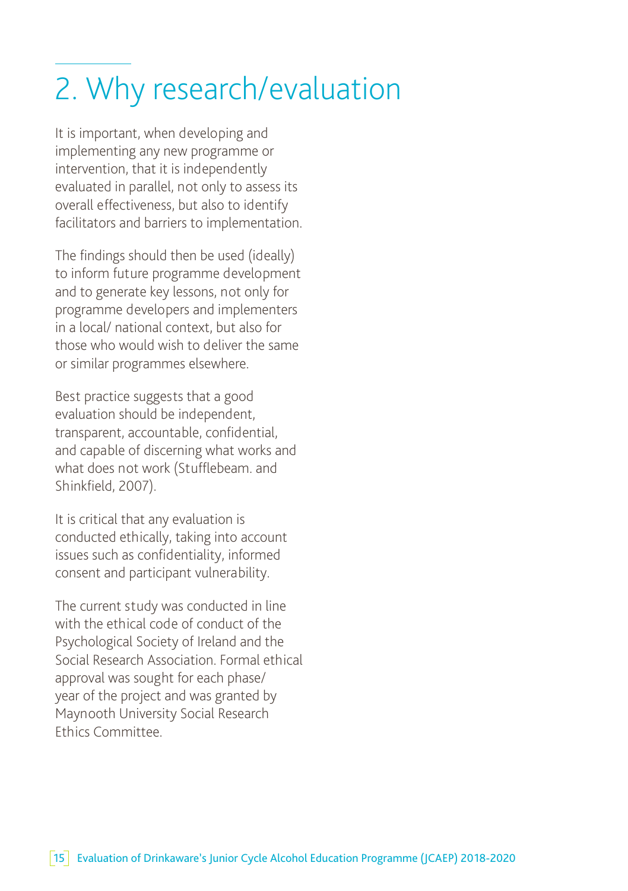# 2. Why research/evaluation

It is important, when developing and implementing any new programme or intervention, that it is independently evaluated in parallel, not only to assess its overall effectiveness, but also to identify facilitators and barriers to implementation.

The findings should then be used (ideally) to inform future programme development and to generate key lessons, not only for programme developers and implementers in a local/ national context, but also for those who would wish to deliver the same or similar programmes elsewhere.

Best practice suggests that a good evaluation should be independent, transparent, accountable, confidential, and capable of discerning what works and what does not work (Stufflebeam. and Shinkfield, 2007).

It is critical that any evaluation is conducted ethically, taking into account issues such as confidentiality, informed consent and participant vulnerability.

The current study was conducted in line with the ethical code of conduct of the Psychological Society of Ireland and the Social Research Association. Formal ethical approval was sought for each phase/ year of the project and was granted by Maynooth University Social Research Ethics Committee.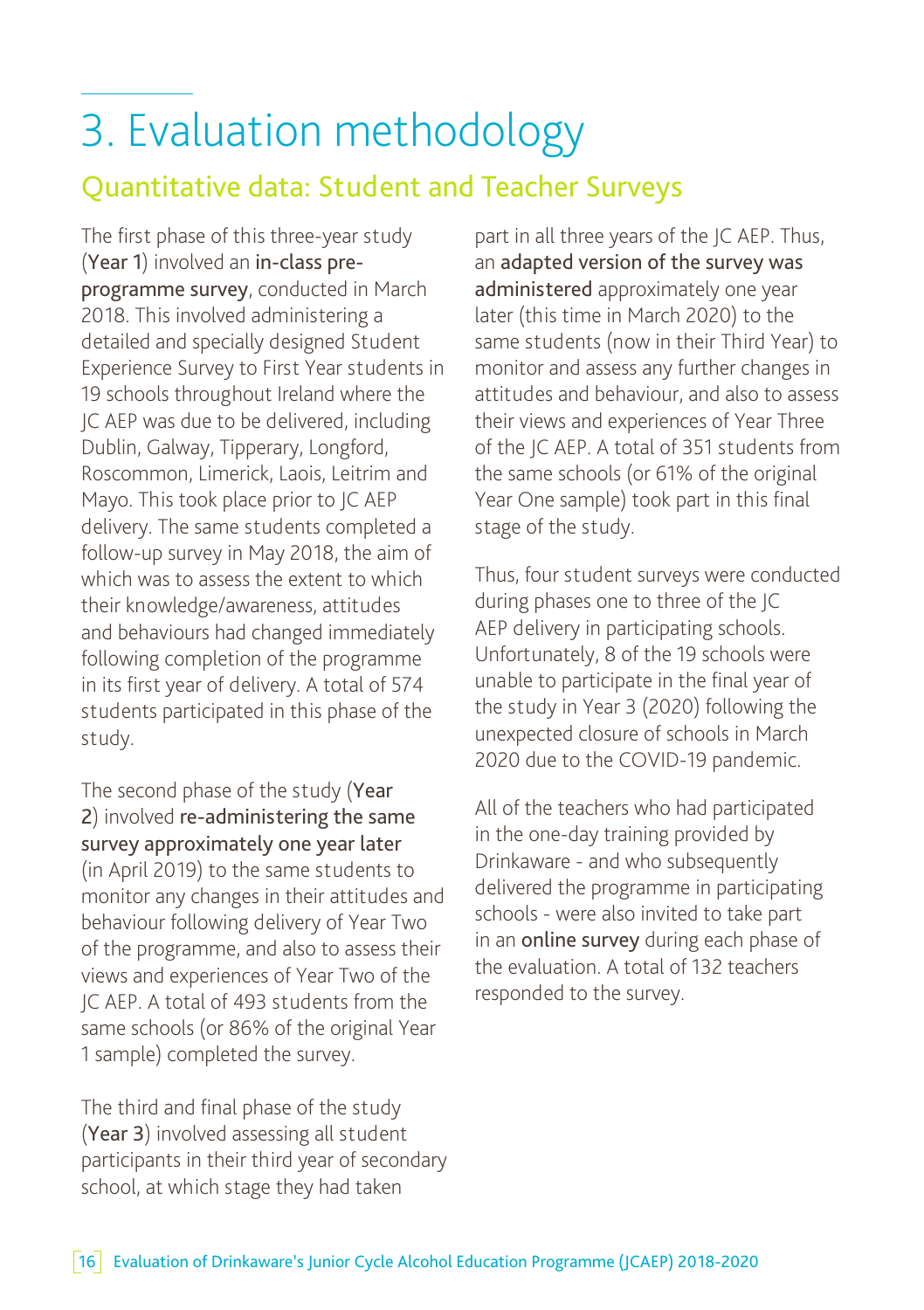# 3. Evaluation methodology

## Quantitative data: Student and Teacher Surveys

The first phase of this three-year study (**Year 1**) involved an **in-class pre-programme survey**, conducted in March 2018. This involved administering a detailed and specially designed Student Experience Survey to First Year students in 19 schools throughout Ireland where the JC AEP was due to be delivered, including Dublin, Galway, Tipperary, Longford, Roscommon, Limerick, Laois, Leitrim and Mayo. This took place prior to JC AEP delivery. The same students completed a follow-up survey in May 2018, the aim of which was to assess the extent to which their knowledge/awareness, attitudes and behaviours had changed immediately following completion of the programme in its first year of delivery. A total of 574 students participated in this phase of the study.

The second phase of the study (**Year 2**) involved **re-administering the same survey approximately one year later** (in April 2019) to the same students to monitor any changes in their attitudes and behaviour following delivery of Year Two of the programme, and also to assess their views and experiences of Year Two of the JC AEP. A total of 493 students from the same schools (or 86% of the original Year 1 sample) completed the survey.

The third and final phase of the study (**Year 3**) involved assessing all student participants in their third year of secondary school, at which stage they had taken part in all three years of the JC AEP. Thus, an **adapted version of the survey was administered** approximately one year later (this time in March 2020) to the same students (now in their Third Year) to monitor and assess any further changes in attitudes and behaviour, and also to assess their views and experiences of Year Three of the JC AEP. A total of 351 students from the same schools (or 61% of the original Year One sample) took part in this final stage of the study.

Thus, four student surveys were conducted during phases one to three of the JC AEP delivery in participating schools. Unfortunately, 8 of the 19 schools were unable to participate in the final year of the study in Year 3 (2020) following the unexpected closure of schools in March 2020 due to the COVID-19 pandemic.

All of the teachers who had participated in the one-day training provided by Drinkaware - and who subsequently delivered the programme in participating schools - were also invited to take part in an **online survey** during each phase of the evaluation. A total of 132 teachers responded to the survey.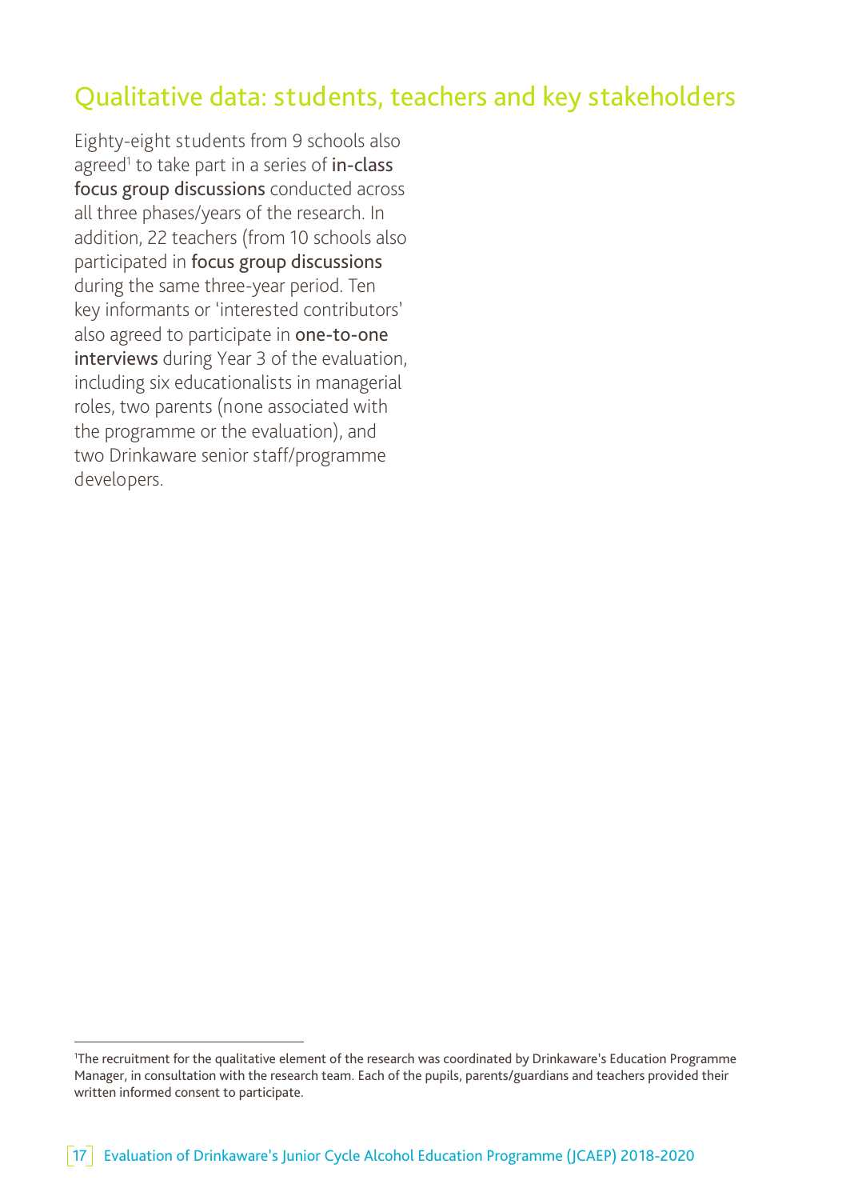## Qualitative data: students, teachers and key stakeholders

Eighty-eight students from 9 schools also agreed[1] to take part in a series of **in-class focus group discussions** conducted across all three phases/years of the research. In addition, 22 teachers (from 10 schools also participated in **focus group discussions** during the same three-year period. Ten key informants or 'interested contributors' also agreed to participate in **one-to-one interviews** during Year 3 of the evaluation, including six educationalists in managerial roles, two parents (none associated with the programme or the evaluation), and two Drinkaware senior staff/programme developers.

[1]The recruitment for the qualitative element of the research was coordinated by Drinkaware's Education Programme Manager, in consultation with the research team. Each of the pupils, parents/guardians and teachers provided their written informed consent to participate.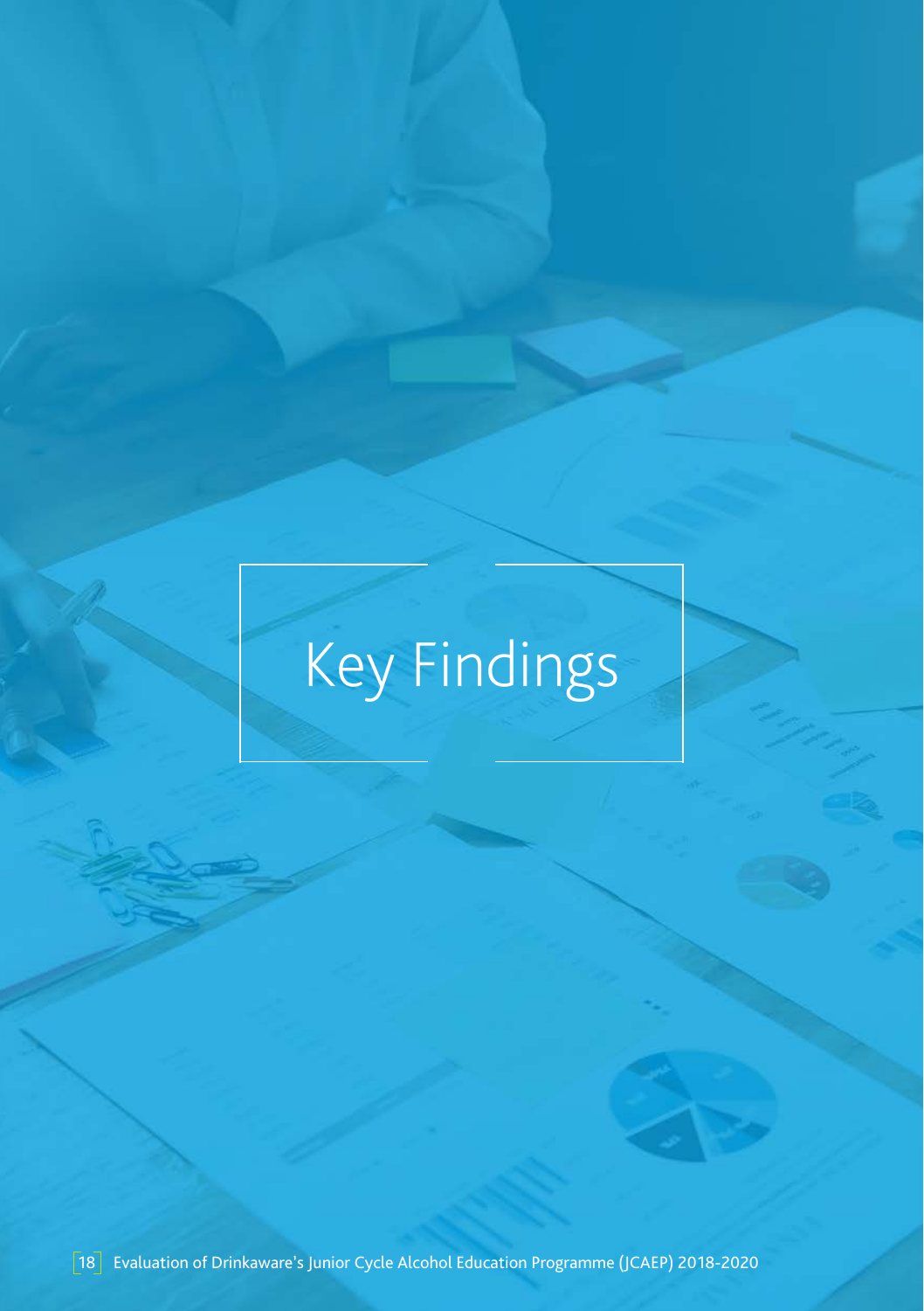# Key Findings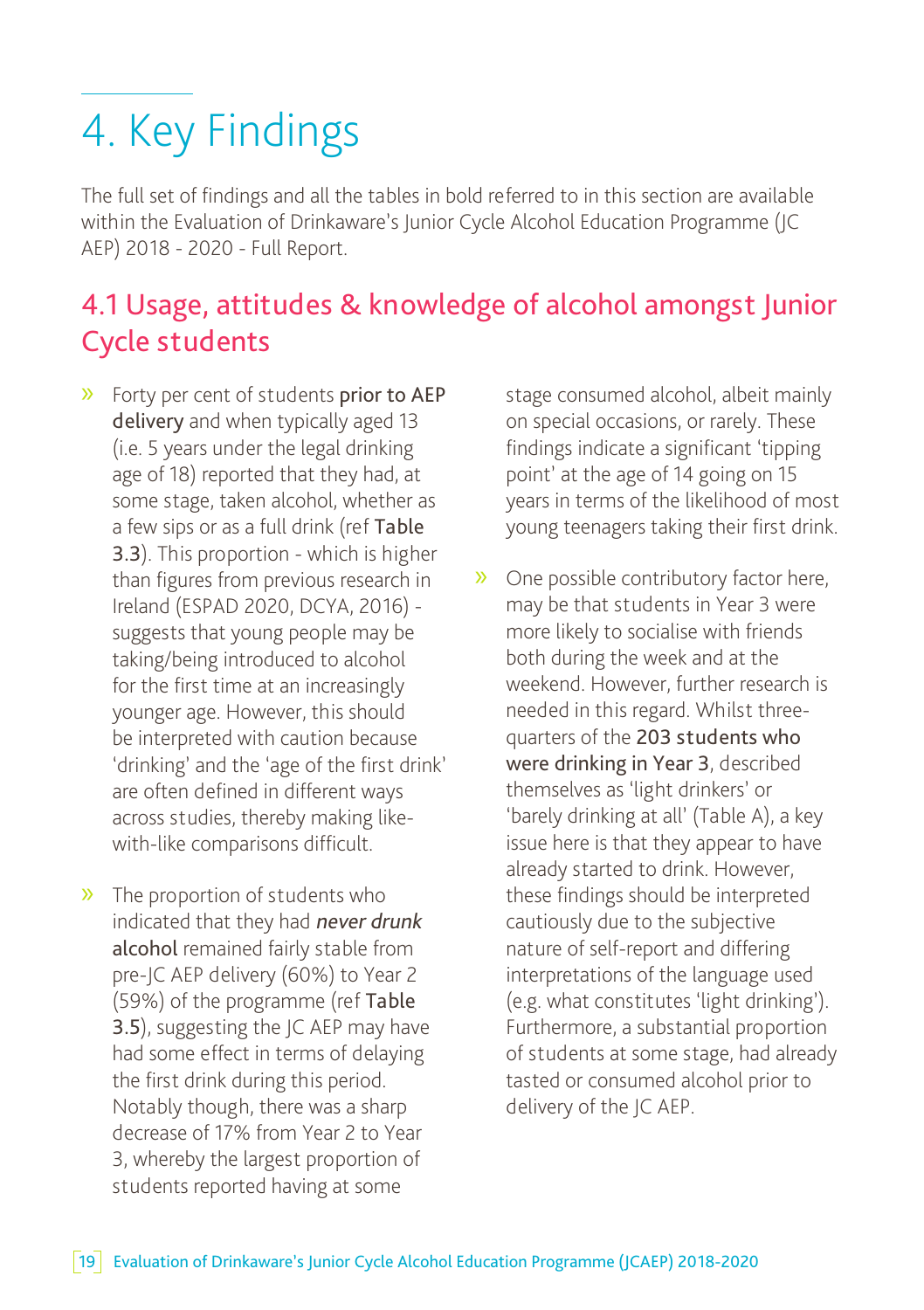# 4. Key Findings

The full set of findings and all the tables in bold referred to in this section are available within the Evaluation of Drinkaware's Junior Cycle Alcohol Education Programme (JC AEP) 2018 - 2020 - Full Report.

## 4.1 Usage, attitudes & knowledge of alcohol amongst Junior Cycle students

- Forty per cent of students **prior to AEP delivery** and when typically aged 13 (i.e. 5 years under the legal drinking age of 18) reported that they had, at some stage, taken alcohol, whether as a few sips or as a full drink (ref **Table 3.3**). This proportion - which is higher than figures from previous research in Ireland (ESPAD 2020, DCYA, 2016) - suggests that young people may be taking/being introduced to alcohol for the first time at an increasingly younger age. However, this should be interpreted with caution because 'drinking' and the 'age of the first drink' are often defined in different ways across studies, thereby making like-with-like comparisons difficult.

- The proportion of students who indicated that they had ***never drunk*** **alcohol** remained fairly stable from pre-JC AEP delivery (60%) to Year 2 (59%) of the programme (ref **Table 3.5**), suggesting the JC AEP may have had some effect in terms of delaying the first drink during this period. Notably though, there was a sharp decrease of 17% from Year 2 to Year 3, whereby the largest proportion of students reported having at some stage consumed alcohol, albeit mainly on special occasions, or rarely. These findings indicate a significant 'tipping point' at the age of 14 going on 15 years in terms of the likelihood of most young teenagers taking their first drink.

- One possible contributory factor here, may be that students in Year 3 were more likely to socialise with friends both during the week and at the weekend. However, further research is needed in this regard. Whilst three-quarters of the **203 students who were drinking in Year 3**, described themselves as 'light drinkers' or 'barely drinking at all' (Table A), a key issue here is that they appear to have already started to drink. However, these findings should be interpreted cautiously due to the subjective nature of self-report and differing interpretations of the language used (e.g. what constitutes 'light drinking'). Furthermore, a substantial proportion of students at some stage, had already tasted or consumed alcohol prior to delivery of the JC AEP.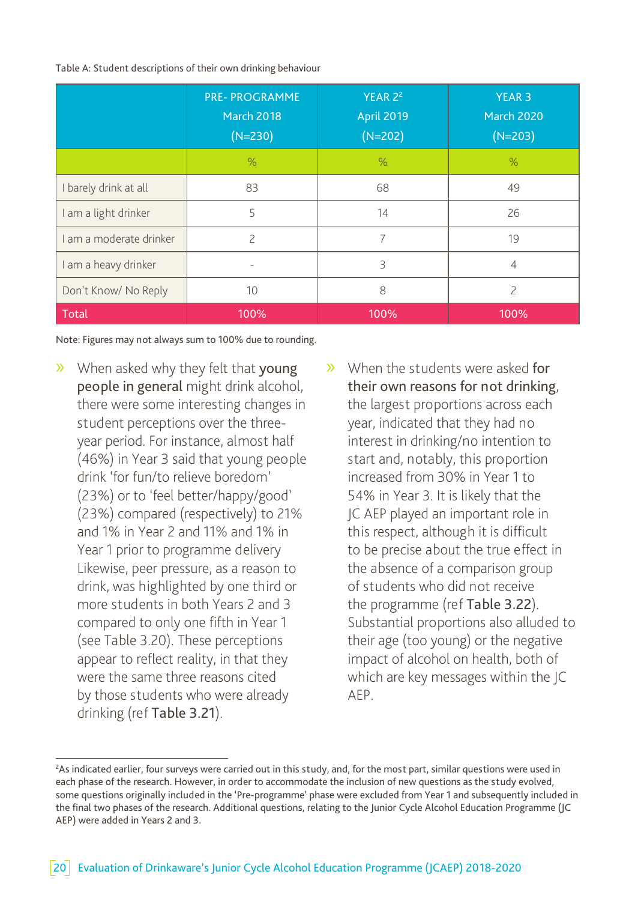Table A: Student descriptions of their own drinking behaviour

| | PRE- PROGRAMME March 2018 (N=230) | YEAR 2[2] April 2019 (N=202) | YEAR 3 March 2020 (N=203) |
|---|---|---|---|
| | % | % | % |
| I barely drink at all | 83 | 68 | 49 |
| I am a light drinker | 5 | 14 | 26 |
| I am a moderate drinker | 2 | 7 | 19 |
| I am a heavy drinker | - | 3 | 4 |
| Don't Know/ No Reply | 10 | 8 | 2 |
| **Total** | **100%** | **100%** | **100%** |

Note: Figures may not always sum to 100% due to rounding.

- When asked why they felt that **young people in general** might drink alcohol, there were some interesting changes in student perceptions over the three-year period. For instance, almost half (46%) in Year 3 said that young people drink 'for fun/to relieve boredom' (23%) or to 'feel better/happy/good' (23%) compared (respectively) to 21% and 1% in Year 2 and 11% and 1% in Year 1 prior to programme delivery Likewise, peer pressure, as a reason to drink, was highlighted by one third or more students in both Years 2 and 3 compared to only one fifth in Year 1 (see Table 3.20). These perceptions appear to reflect reality, in that they were the same three reasons cited by those students who were already drinking (ref **Table 3.21**).

- When the students were asked **for their own reasons for not drinking**, the largest proportions across each year, indicated that they had no interest in drinking/no intention to start and, notably, this proportion increased from 30% in Year 1 to 54% in Year 3. It is likely that the JC AEP played an important role in this respect, although it is difficult to be precise about the true effect in the absence of a comparison group of students who did not receive the programme (ref **Table 3.22**). Substantial proportions also alluded to their age (too young) or the negative impact of alcohol on health, both of which are key messages within the JC AEP.

[2] As indicated earlier, four surveys were carried out in this study, and, for the most part, similar questions were used in each phase of the research. However, in order to accommodate the inclusion of new questions as the study evolved, some questions originally included in the 'Pre-programme' phase were excluded from Year 1 and subsequently included in the final two phases of the research. Additional questions, relating to the Junior Cycle Alcohol Education Programme (JC AEP) were added in Years 2 and 3.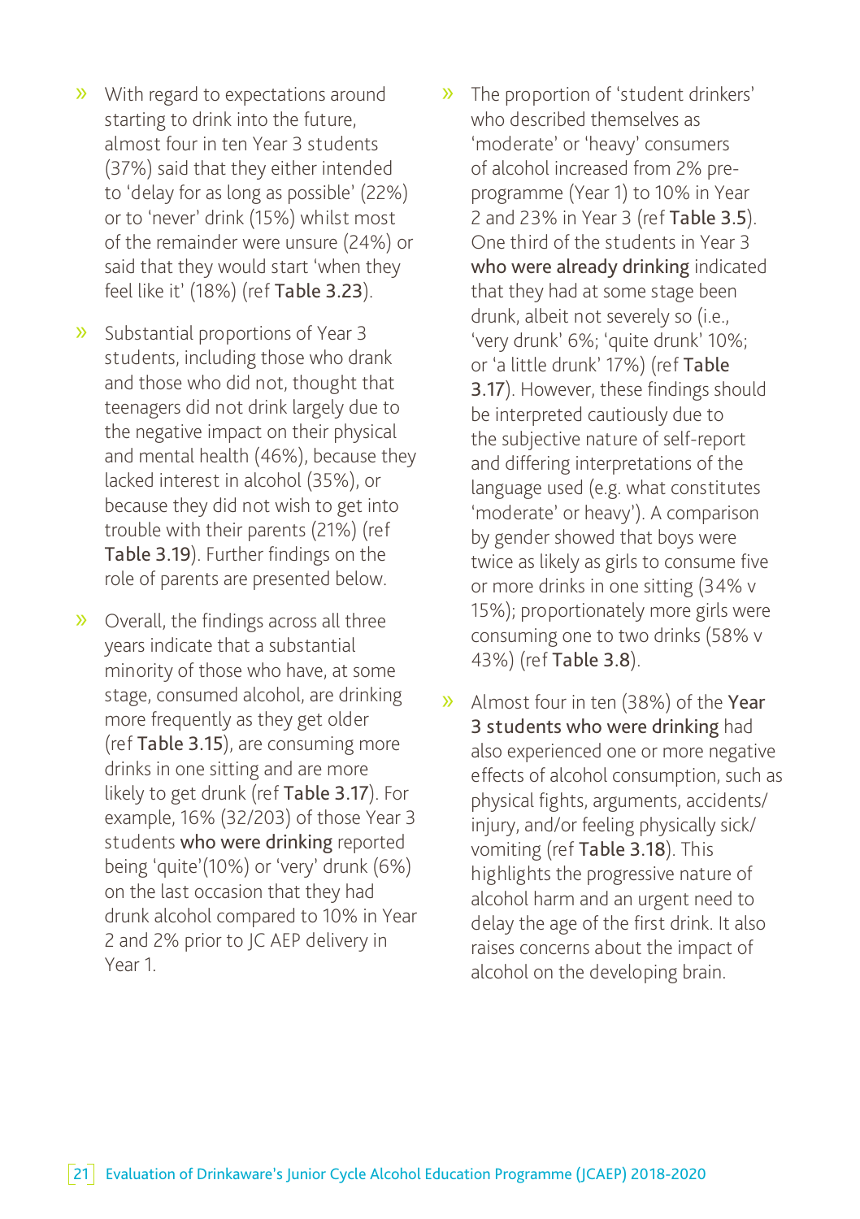- With regard to expectations around starting to drink into the future, almost four in ten Year 3 students (37%) said that they either intended to 'delay for as long as possible' (22%) or to 'never' drink (15%) whilst most of the remainder were unsure (24%) or said that they would start 'when they feel like it' (18%) (ref **Table 3.23**).

- Substantial proportions of Year 3 students, including those who drank and those who did not, thought that teenagers did not drink largely due to the negative impact on their physical and mental health (46%), because they lacked interest in alcohol (35%), or because they did not wish to get into trouble with their parents (21%) (ref **Table 3.19**). Further findings on the role of parents are presented below.

- Overall, the findings across all three years indicate that a substantial minority of those who have, at some stage, consumed alcohol, are drinking more frequently as they get older (ref **Table 3.15**), are consuming more drinks in one sitting and are more likely to get drunk (ref **Table 3.17**). For example, 16% (32/203) of those Year 3 students **who were drinking** reported being 'quite'(10%) or 'very' drunk (6%) on the last occasion that they had drunk alcohol compared to 10% in Year 2 and 2% prior to JC AEP delivery in Year 1.

- The proportion of 'student drinkers' who described themselves as 'moderate' or 'heavy' consumers of alcohol increased from 2% pre-programme (Year 1) to 10% in Year 2 and 23% in Year 3 (ref **Table 3.5**). One third of the students in Year 3 **who were already drinking** indicated that they had at some stage been drunk, albeit not severely so (i.e., 'very drunk' 6%; 'quite drunk' 10%; or 'a little drunk' 17%) (ref **Table 3.17**). However, these findings should be interpreted cautiously due to the subjective nature of self-report and differing interpretations of the language used (e.g. what constitutes 'moderate' or heavy'). A comparison by gender showed that boys were twice as likely as girls to consume five or more drinks in one sitting (34% v 15%); proportionately more girls were consuming one to two drinks (58% v 43%) (ref **Table 3.8**).

- Almost four in ten (38%) of the **Year 3 students who were drinking** had also experienced one or more negative effects of alcohol consumption, such as physical fights, arguments, accidents/ injury, and/or feeling physically sick/ vomiting (ref **Table 3.18**). This highlights the progressive nature of alcohol harm and an urgent need to delay the age of the first drink. It also raises concerns about the impact of alcohol on the developing brain.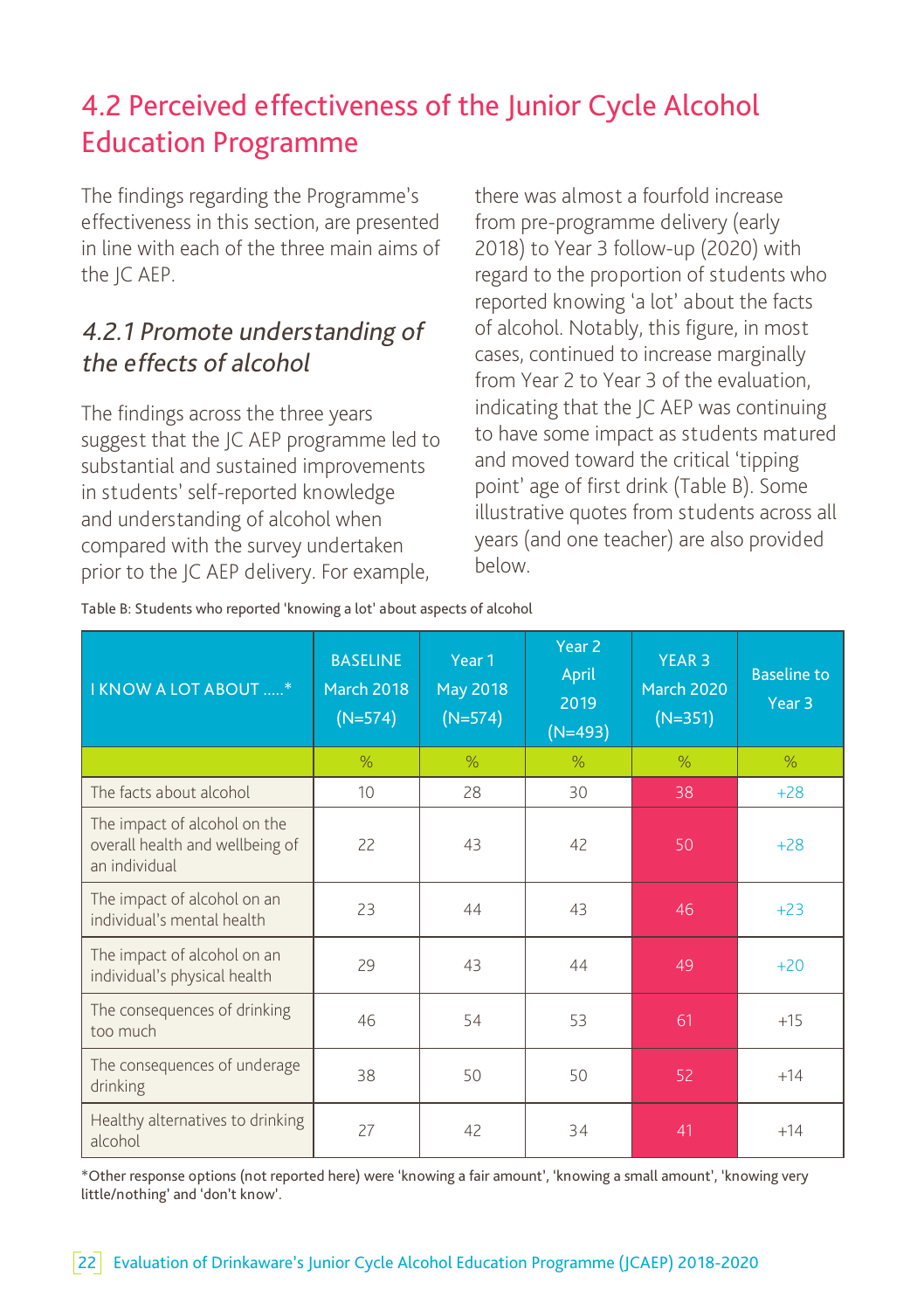## 4.2 Perceived effectiveness of the Junior Cycle Alcohol Education Programme

The findings regarding the Programme's effectiveness in this section, are presented in line with each of the three main aims of the JC AEP.

### *4.2.1 Promote understanding of the effects of alcohol*

The findings across the three years suggest that the JC AEP programme led to substantial and sustained improvements in students' self-reported knowledge and understanding of alcohol when compared with the survey undertaken prior to the JC AEP delivery. For example, there was almost a fourfold increase from pre-programme delivery (early 2018) to Year 3 follow-up (2020) with regard to the proportion of students who reported knowing 'a lot' about the facts of alcohol. Notably, this figure, in most cases, continued to increase marginally from Year 2 to Year 3 of the evaluation, indicating that the JC AEP was continuing to have some impact as students matured and moved toward the critical 'tipping point' age of first drink (Table B). Some illustrative quotes from students across all years (and one teacher) are also provided below.

Table B: Students who reported 'knowing a lot' about aspects of alcohol

| I KNOW A LOT ABOUT .....* | BASELINE March 2018 (N=574) | Year 1 May 2018 (N=574) | Year 2 April 2019 (N=493) | YEAR 3 March 2020 (N=351) | Baseline to Year 3 |
|---|---|---|---|---|---|
| | % | % | % | % | % |
| The facts about alcohol | 10 | 28 | 30 | 38 | +28 |
| The impact of alcohol on the overall health and wellbeing of an individual | 22 | 43 | 42 | 50 | +28 |
| The impact of alcohol on an individual's mental health | 23 | 44 | 43 | 46 | +23 |
| The impact of alcohol on an individual's physical health | 29 | 43 | 44 | 49 | +20 |
| The consequences of drinking too much | 46 | 54 | 53 | 61 | +15 |
| The consequences of underage drinking | 38 | 50 | 50 | 52 | +14 |
| Healthy alternatives to drinking alcohol | 27 | 42 | 34 | 41 | +14 |

*Other response options (not reported here) were 'knowing a fair amount', 'knowing a small amount', 'knowing very little/nothing' and 'don't know'.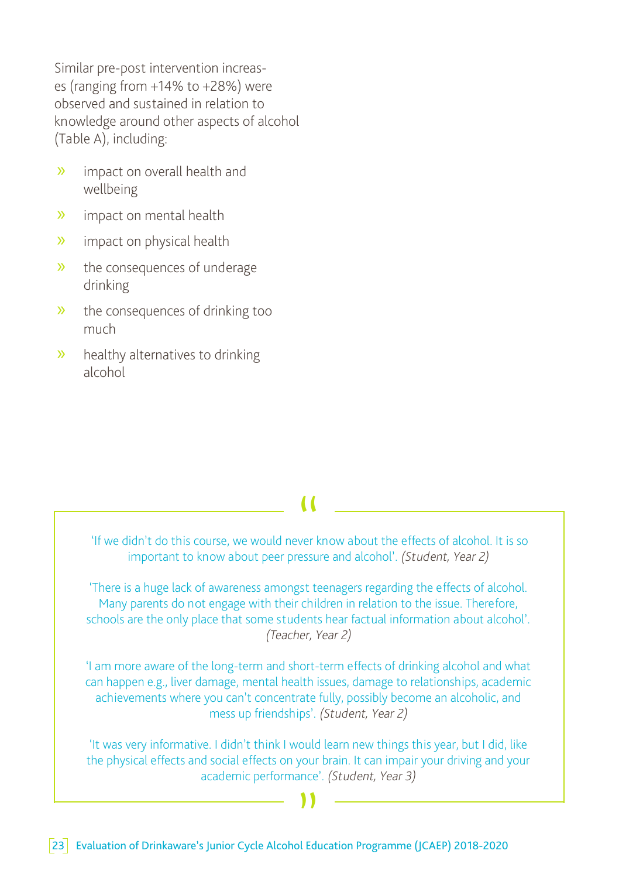Similar pre-post intervention increases (ranging from +14% to +28%) were observed and sustained in relation to knowledge around other aspects of alcohol (Table A), including:

- impact on overall health and wellbeing
- impact on mental health
- impact on physical health
- the consequences of underage drinking
- the consequences of drinking too much
- healthy alternatives to drinking alcohol

> 'If we didn't do this course, we would never know about the effects of alcohol. It is so important to know about peer pressure and alcohol'. *(Student, Year 2)*
>
> 'There is a huge lack of awareness amongst teenagers regarding the effects of alcohol. Many parents do not engage with their children in relation to the issue. Therefore, schools are the only place that some students hear factual information about alcohol'. *(Teacher, Year 2)*
>
> 'I am more aware of the long-term and short-term effects of drinking alcohol and what can happen e.g., liver damage, mental health issues, damage to relationships, academic achievements where you can't concentrate fully, possibly become an alcoholic, and mess up friendships'. *(Student, Year 2)*
>
> 'It was very informative. I didn't think I would learn new things this year, but I did, like the physical effects and social effects on your brain. It can impair your driving and your academic performance'. *(Student, Year 3)*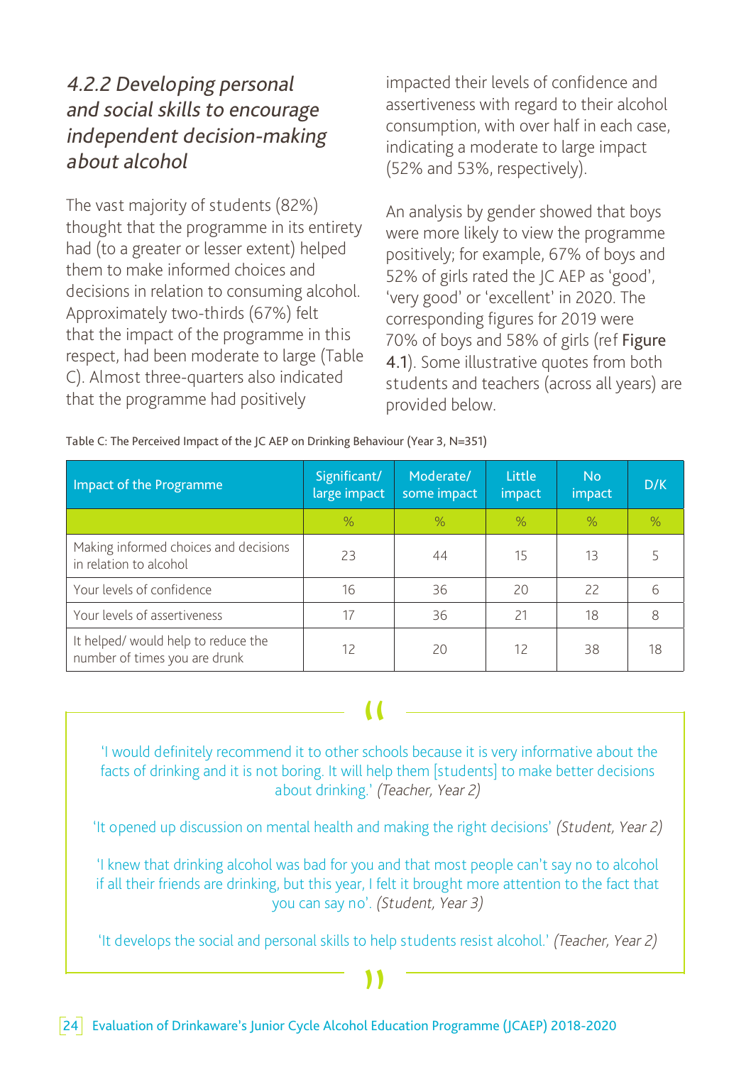### *4.2.2 Developing personal and social skills to encourage independent decision-making about alcohol*

The vast majority of students (82%) thought that the programme in its entirety had (to a greater or lesser extent) helped them to make informed choices and decisions in relation to consuming alcohol. Approximately two-thirds (67%) felt that the impact of the programme in this respect, had been moderate to large (Table C). Almost three-quarters also indicated that the programme had positively impacted their levels of confidence and assertiveness with regard to their alcohol consumption, with over half in each case, indicating a moderate to large impact (52% and 53%, respectively).

An analysis by gender showed that boys were more likely to view the programme positively; for example, 67% of boys and 52% of girls rated the JC AEP as 'good', 'very good' or 'excellent' in 2020. The corresponding figures for 2019 were 70% of boys and 58% of girls (ref **Figure 4.1**). Some illustrative quotes from both students and teachers (across all years) are provided below.

Table C: The Perceived Impact of the JC AEP on Drinking Behaviour (Year 3, N=351)

| Impact of the Programme | Significant/ large impact | Moderate/ some impact | Little impact | No impact | D/K |
|---|---|---|---|---|---|
| | % | % | % | % | % |
| Making informed choices and decisions in relation to alcohol | 23 | 44 | 15 | 13 | 5 |
| Your levels of confidence | 16 | 36 | 20 | 22 | 6 |
| Your levels of assertiveness | 17 | 36 | 21 | 18 | 8 |
| It helped/ would help to reduce the number of times you are drunk | 12 | 20 | 12 | 38 | 18 |

'I would definitely recommend it to other schools because it is very informative about the facts of drinking and it is not boring. It will help them [students] to make better decisions about drinking.' *(Teacher, Year 2)*

'It opened up discussion on mental health and making the right decisions' *(Student, Year 2)*

'I knew that drinking alcohol was bad for you and that most people can't say no to alcohol if all their friends are drinking, but this year, I felt it brought more attention to the fact that you can say no'. *(Student, Year 3)*

'It develops the social and personal skills to help students resist alcohol.' *(Teacher, Year 2)*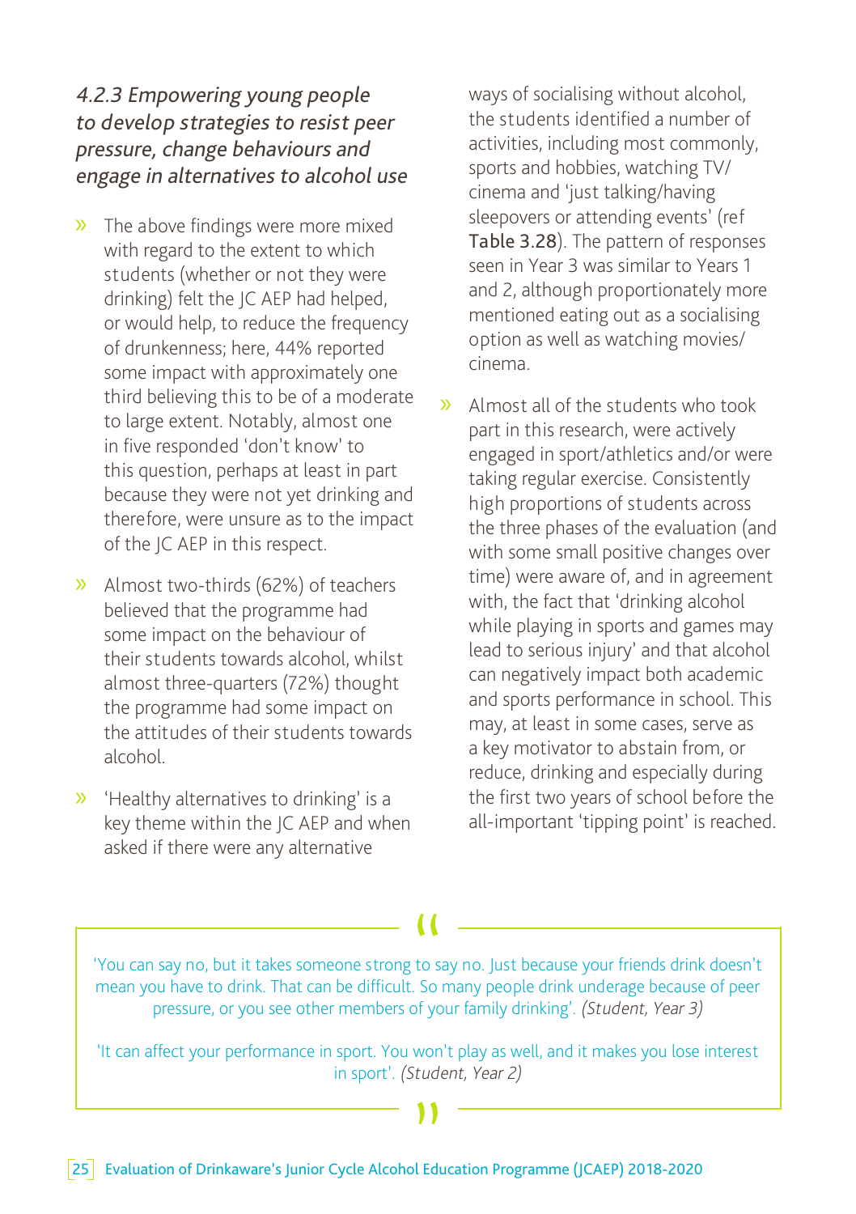### *4.2.3 Empowering young people to develop strategies to resist peer pressure, change behaviours and engage in alternatives to alcohol use*

- The above findings were more mixed with regard to the extent to which students (whether or not they were drinking) felt the JC AEP had helped, or would help, to reduce the frequency of drunkenness; here, 44% reported some impact with approximately one third believing this to be of a moderate to large extent. Notably, almost one in five responded 'don't know' to this question, perhaps at least in part because they were not yet drinking and therefore, were unsure as to the impact of the JC AEP in this respect.

- Almost two-thirds (62%) of teachers believed that the programme had some impact on the behaviour of their students towards alcohol, whilst almost three-quarters (72%) thought the programme had some impact on the attitudes of their students towards alcohol.

- 'Healthy alternatives to drinking' is a key theme within the JC AEP and when asked if there were any alternative ways of socialising without alcohol, the students identified a number of activities, including most commonly, sports and hobbies, watching TV/ cinema and 'just talking/having sleepovers or attending events' (ref **Table 3.28**). The pattern of responses seen in Year 3 was similar to Years 1 and 2, although proportionately more mentioned eating out as a socialising option as well as watching movies/ cinema.

- Almost all of the students who took part in this research, were actively engaged in sport/athletics and/or were taking regular exercise. Consistently high proportions of students across the three phases of the evaluation (and with some small positive changes over time) were aware of, and in agreement with, the fact that 'drinking alcohol while playing in sports and games may lead to serious injury' and that alcohol can negatively impact both academic and sports performance in school. This may, at least in some cases, serve as a key motivator to abstain from, or reduce, drinking and especially during the first two years of school before the all-important 'tipping point' is reached.

> 'You can say no, but it takes someone strong to say no. Just because your friends drink doesn't mean you have to drink. That can be difficult. So many people drink underage because of peer pressure, or you see other members of your family drinking'. *(Student, Year 3)*
>
> 'It can affect your performance in sport. You won't play as well, and it makes you lose interest in sport'. *(Student, Year 2)*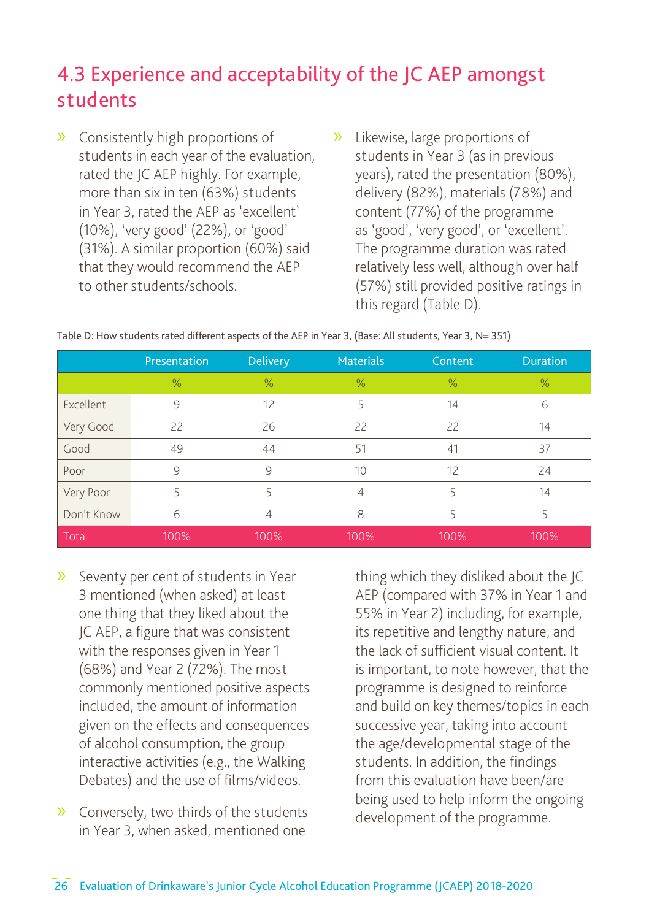## 4.3 Experience and acceptability of the JC AEP amongst students

- Consistently high proportions of students in each year of the evaluation, rated the JC AEP highly. For example, more than six in ten (63%) students in Year 3, rated the AEP as 'excellent' (10%), 'very good' (22%), or 'good' (31%). A similar proportion (60%) said that they would recommend the AEP to other students/schools.
- Likewise, large proportions of students in Year 3 (as in previous years), rated the presentation (80%), delivery (82%), materials (78%) and content (77%) of the programme as 'good', 'very good', or 'excellent'. The programme duration was rated relatively less well, although over half (57%) still provided positive ratings in this regard (Table D).

Table D: How students rated different aspects of the AEP in Year 3, (Base: All students, Year 3, N= 351)

| | Presentation | Delivery | Materials | Content | Duration |
|---|---|---|---|---|---|
| | % | % | % | % | % |
| Excellent | 9 | 12 | 5 | 14 | 6 |
| Very Good | 22 | 26 | 22 | 22 | 14 |
| Good | 49 | 44 | 51 | 41 | 37 |
| Poor | 9 | 9 | 10 | 12 | 24 |
| Very Poor | 5 | 5 | 4 | 5 | 14 |
| Don't Know | 6 | 4 | 8 | 5 | 5 |
| Total | 100% | 100% | 100% | 100% | 100% |

- Seventy per cent of students in Year 3 mentioned (when asked) at least one thing that they liked about the JC AEP, a figure that was consistent with the responses given in Year 1 (68%) and Year 2 (72%). The most commonly mentioned positive aspects included, the amount of information given on the effects and consequences of alcohol consumption, the group interactive activities (e.g., the Walking Debates) and the use of films/videos.
- Conversely, two thirds of the students in Year 3, when asked, mentioned one thing which they disliked about the JC AEP (compared with 37% in Year 1 and 55% in Year 2) including, for example, its repetitive and lengthy nature, and the lack of sufficient visual content. It is important, to note however, that the programme is designed to reinforce and build on key themes/topics in each successive year, taking into account the age/developmental stage of the students. In addition, the findings from this evaluation have been/are being used to help inform the ongoing development of the programme.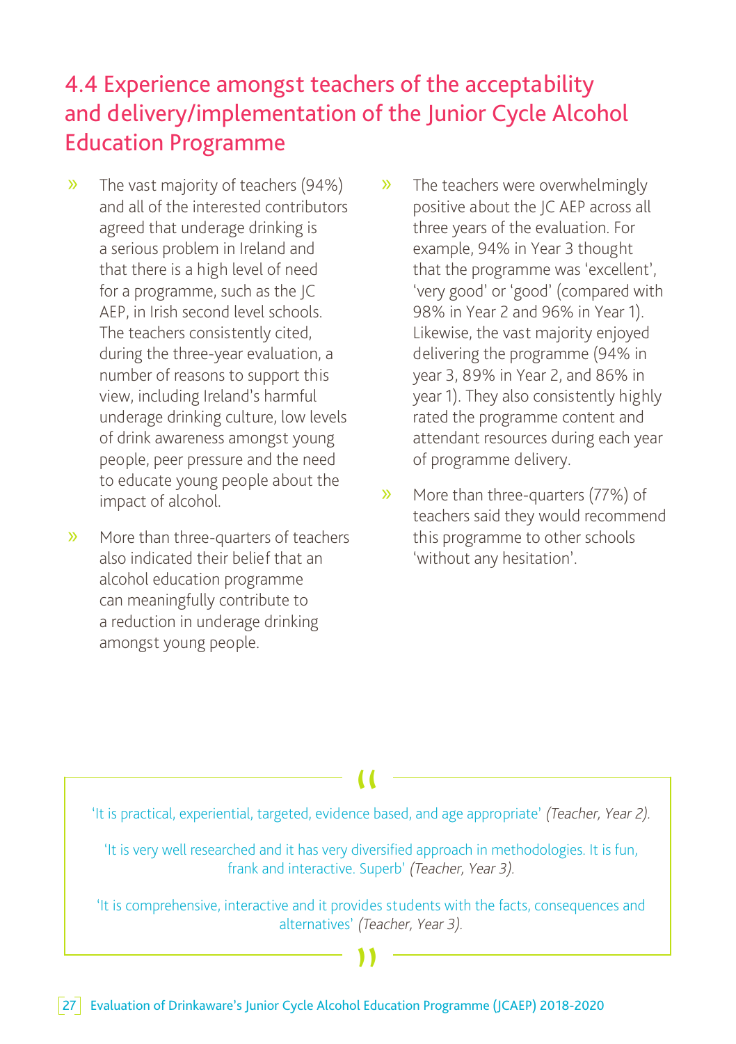## 4.4 Experience amongst teachers of the acceptability and delivery/implementation of the Junior Cycle Alcohol Education Programme

- The vast majority of teachers (94%) and all of the interested contributors agreed that underage drinking is a serious problem in Ireland and that there is a high level of need for a programme, such as the JC AEP, in Irish second level schools. The teachers consistently cited, during the three-year evaluation, a number of reasons to support this view, including Ireland's harmful underage drinking culture, low levels of drink awareness amongst young people, peer pressure and the need to educate young people about the impact of alcohol.
- More than three-quarters of teachers also indicated their belief that an alcohol education programme can meaningfully contribute to a reduction in underage drinking amongst young people.
- The teachers were overwhelmingly positive about the JC AEP across all three years of the evaluation. For example, 94% in Year 3 thought that the programme was 'excellent', 'very good' or 'good' (compared with 98% in Year 2 and 96% in Year 1). Likewise, the vast majority enjoyed delivering the programme (94% in year 3, 89% in Year 2, and 86% in year 1). They also consistently highly rated the programme content and attendant resources during each year of programme delivery.
- More than three-quarters (77%) of teachers said they would recommend this programme to other schools 'without any hesitation'.

> 'It is practical, experiential, targeted, evidence based, and age appropriate' *(Teacher, Year 2).*
>
> 'It is very well researched and it has very diversified approach in methodologies. It is fun, frank and interactive. Superb' *(Teacher, Year 3).*
>
> 'It is comprehensive, interactive and it provides students with the facts, consequences and alternatives' *(Teacher, Year 3).*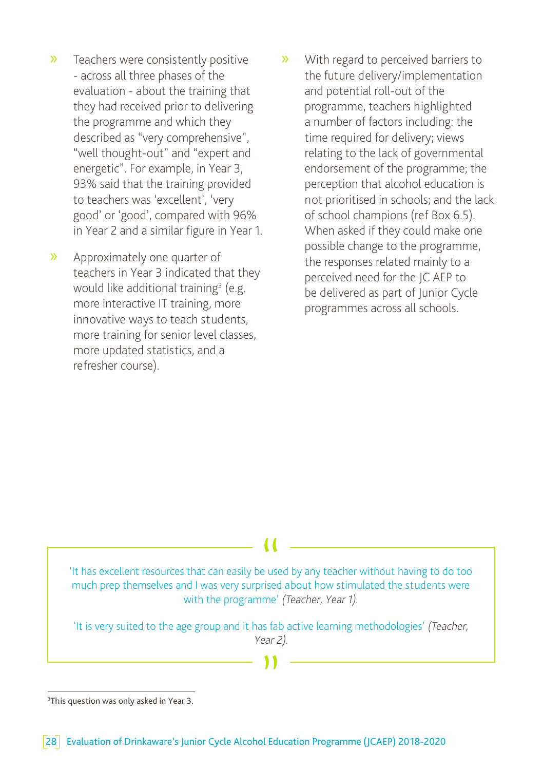- Teachers were consistently positive - across all three phases of the evaluation - about the training that they had received prior to delivering the programme and which they described as "very comprehensive", "well thought-out" and "expert and energetic". For example, in Year 3, 93% said that the training provided to teachers was 'excellent', 'very good' or 'good', compared with 96% in Year 2 and a similar figure in Year 1.
- Approximately one quarter of teachers in Year 3 indicated that they would like additional training[3] (e.g. more interactive IT training, more innovative ways to teach students, more training for senior level classes, more updated statistics, and a refresher course).
- With regard to perceived barriers to the future delivery/implementation and potential roll-out of the programme, teachers highlighted a number of factors including: the time required for delivery; views relating to the lack of governmental endorsement of the programme; the perception that alcohol education is not prioritised in schools; and the lack of school champions (ref Box 6.5). When asked if they could make one possible change to the programme, the responses related mainly to a perceived need for the JC AEP to be delivered as part of Junior Cycle programmes across all schools.

> 'It has excellent resources that can easily be used by any teacher without having to do too much prep themselves and I was very surprised about how stimulated the students were with the programme' *(Teacher, Year 1).*
>
> 'It is very suited to the age group and it has fab active learning methodologies' *(Teacher, Year 2).*

[3] This question was only asked in Year 3.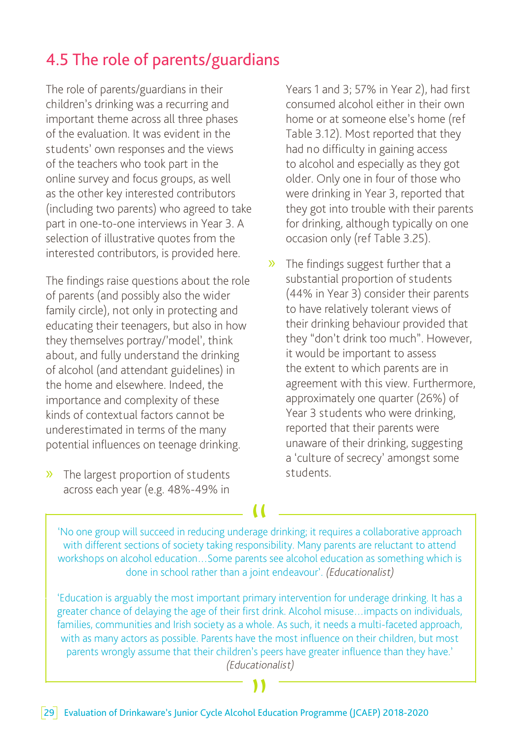## 4.5 The role of parents/guardians

The role of parents/guardians in their children's drinking was a recurring and important theme across all three phases of the evaluation. It was evident in the students' own responses and the views of the teachers who took part in the online survey and focus groups, as well as the other key interested contributors (including two parents) who agreed to take part in one-to-one interviews in Year 3. A selection of illustrative quotes from the interested contributors, is provided here.

The findings raise questions about the role of parents (and possibly also the wider family circle), not only in protecting and educating their teenagers, but also in how they themselves portray/'model', think about, and fully understand the drinking of alcohol (and attendant guidelines) in the home and elsewhere. Indeed, the importance and complexity of these kinds of contextual factors cannot be underestimated in terms of the many potential influences on teenage drinking.

- The largest proportion of students across each year (e.g. 48%-49% in Years 1 and 3; 57% in Year 2), had first consumed alcohol either in their own home or at someone else's home (ref Table 3.12). Most reported that they had no difficulty in gaining access to alcohol and especially as they got older. Only one in four of those who were drinking in Year 3, reported that they got into trouble with their parents for drinking, although typically on one occasion only (ref Table 3.25).
- The findings suggest further that a substantial proportion of students (44% in Year 3) consider their parents to have relatively tolerant views of their drinking behaviour provided that they "don't drink too much". However, it would be important to assess the extent to which parents are in agreement with this view. Furthermore, approximately one quarter (26%) of Year 3 students who were drinking, reported that their parents were unaware of their drinking, suggesting a 'culture of secrecy' amongst some students.

> 'No one group will succeed in reducing underage drinking; it requires a collaborative approach with different sections of society taking responsibility. Many parents are reluctant to attend workshops on alcohol education…Some parents see alcohol education as something which is done in school rather than a joint endeavour'. *(Educationalist)*
>
> 'Education is arguably the most important primary intervention for underage drinking. It has a greater chance of delaying the age of their first drink. Alcohol misuse…impacts on individuals, families, communities and Irish society as a whole. As such, it needs a multi-faceted approach, with as many actors as possible. Parents have the most influence on their children, but most parents wrongly assume that their children's peers have greater influence than they have.' *(Educationalist)*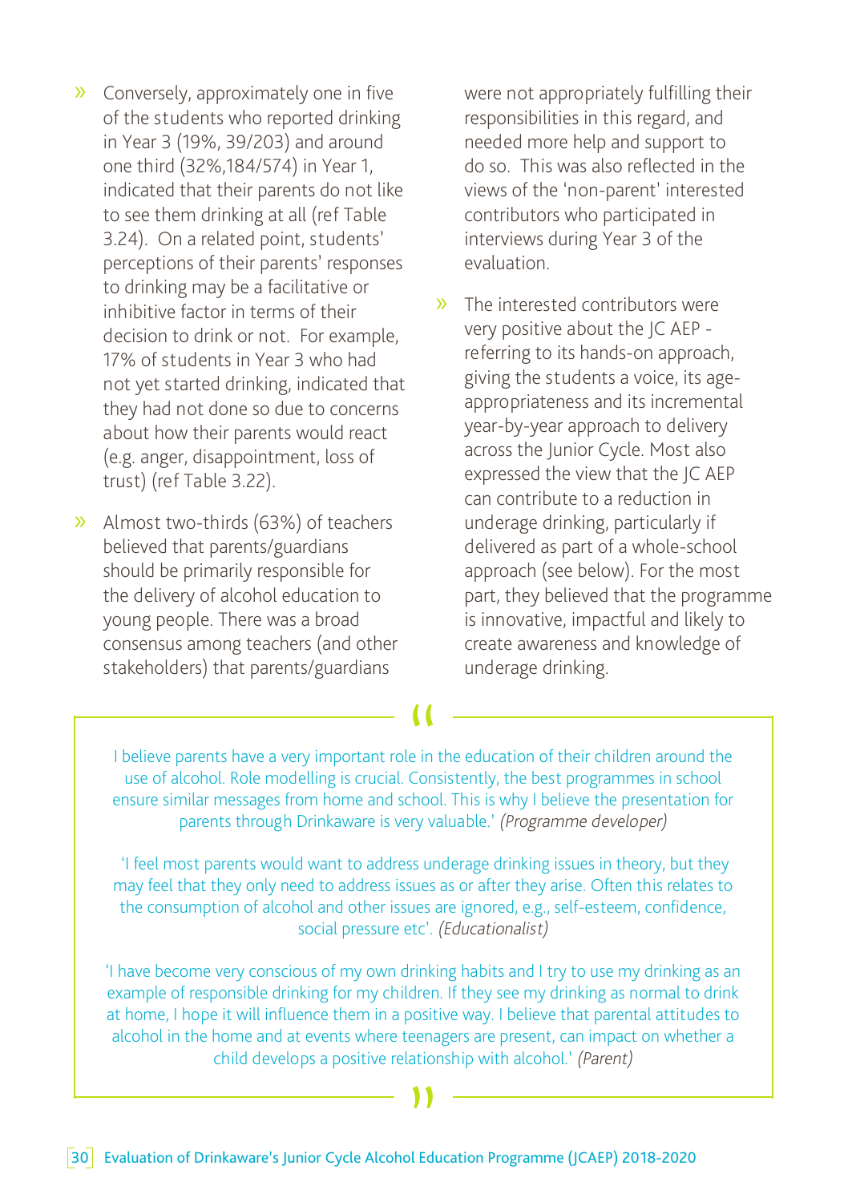- Conversely, approximately one in five of the students who reported drinking in Year 3 (19%, 39/203) and around one third (32%,184/574) in Year 1, indicated that their parents do not like to see them drinking at all (ref Table 3.24). On a related point, students' perceptions of their parents' responses to drinking may be a facilitative or inhibitive factor in terms of their decision to drink or not. For example, 17% of students in Year 3 who had not yet started drinking, indicated that they had not done so due to concerns about how their parents would react (e.g. anger, disappointment, loss of trust) (ref Table 3.22).
- Almost two-thirds (63%) of teachers believed that parents/guardians should be primarily responsible for the delivery of alcohol education to young people. There was a broad consensus among teachers (and other stakeholders) that parents/guardians were not appropriately fulfilling their responsibilities in this regard, and needed more help and support to do so. This was also reflected in the views of the 'non-parent' interested contributors who participated in interviews during Year 3 of the evaluation.
- The interested contributors were very positive about the JC AEP - referring to its hands-on approach, giving the students a voice, its age-appropriateness and its incremental year-by-year approach to delivery across the Junior Cycle. Most also expressed the view that the JC AEP can contribute to a reduction in underage drinking, particularly if delivered as part of a whole-school approach (see below). For the most part, they believed that the programme is innovative, impactful and likely to create awareness and knowledge of underage drinking.

> I believe parents have a very important role in the education of their children around the use of alcohol. Role modelling is crucial. Consistently, the best programmes in school ensure similar messages from home and school. This is why I believe the presentation for parents through Drinkaware is very valuable.' *(Programme developer)*
>
> 'I feel most parents would want to address underage drinking issues in theory, but they may feel that they only need to address issues as or after they arise. Often this relates to the consumption of alcohol and other issues are ignored, e.g., self-esteem, confidence, social pressure etc'. *(Educationalist)*
>
> 'I have become very conscious of my own drinking habits and I try to use my drinking as an example of responsible drinking for my children. If they see my drinking as normal to drink at home, I hope it will influence them in a positive way. I believe that parental attitudes to alcohol in the home and at events where teenagers are present, can impact on whether a child develops a positive relationship with alcohol.' *(Parent)*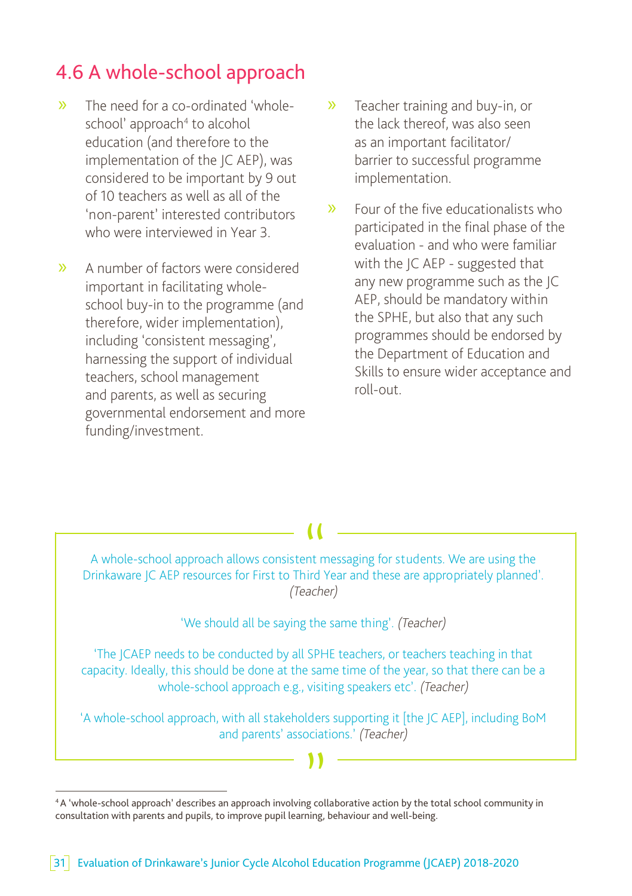## 4.6 A whole-school approach

- The need for a co-ordinated 'whole-school' approach[4] to alcohol education (and therefore to the implementation of the JC AEP), was considered to be important by 9 out of 10 teachers as well as all of the 'non-parent' interested contributors who were interviewed in Year 3.
- A number of factors were considered important in facilitating whole-school buy-in to the programme (and therefore, wider implementation), including 'consistent messaging', harnessing the support of individual teachers, school management and parents, as well as securing governmental endorsement and more funding/investment.
- Teacher training and buy-in, or the lack thereof, was also seen as an important facilitator/ barrier to successful programme implementation.
- Four of the five educationalists who participated in the final phase of the evaluation - and who were familiar with the JC AEP - suggested that any new programme such as the JC AEP, should be mandatory within the SPHE, but also that any such programmes should be endorsed by the Department of Education and Skills to ensure wider acceptance and roll-out.

> A whole-school approach allows consistent messaging for students. We are using the Drinkaware JC AEP resources for First to Third Year and these are appropriately planned'. *(Teacher)*
>
> 'We should all be saying the same thing'. *(Teacher)*
>
> 'The JCAEP needs to be conducted by all SPHE teachers, or teachers teaching in that capacity. Ideally, this should be done at the same time of the year, so that there can be a whole-school approach e.g., visiting speakers etc'. *(Teacher)*
>
> 'A whole-school approach, with all stakeholders supporting it [the JC AEP], including BoM and parents' associations.' *(Teacher)*

[4] A 'whole-school approach' describes an approach involving collaborative action by the total school community in consultation with parents and pupils, to improve pupil learning, behaviour and well-being.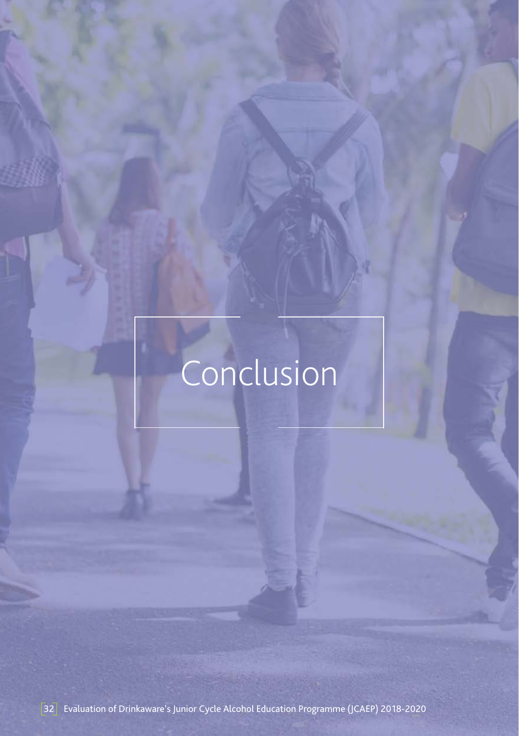# Conclusion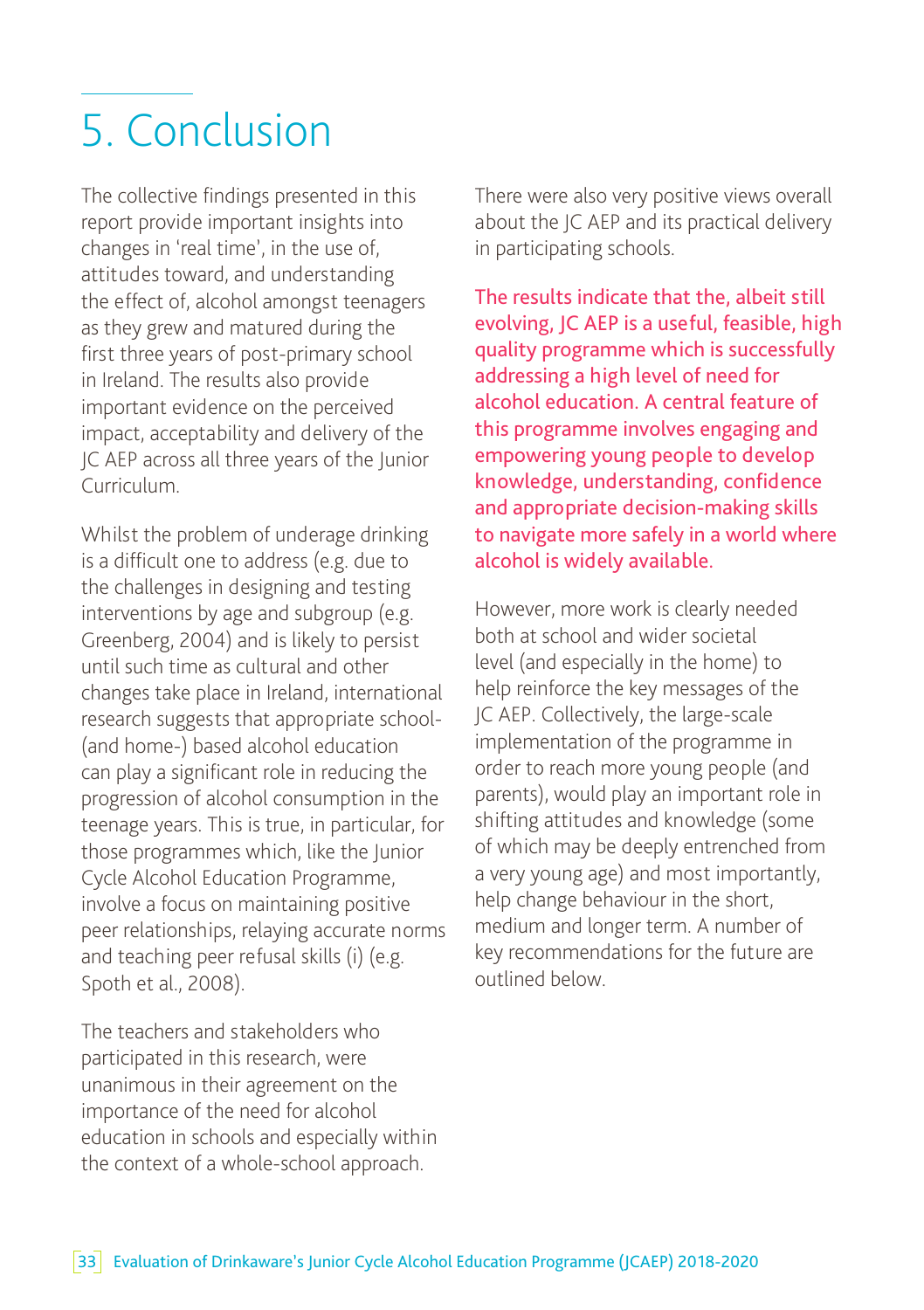# 5. Conclusion

The collective findings presented in this report provide important insights into changes in 'real time', in the use of, attitudes toward, and understanding the effect of, alcohol amongst teenagers as they grew and matured during the first three years of post-primary school in Ireland. The results also provide important evidence on the perceived impact, acceptability and delivery of the JC AEP across all three years of the Junior Curriculum.

Whilst the problem of underage drinking is a difficult one to address (e.g. due to the challenges in designing and testing interventions by age and subgroup (e.g. Greenberg, 2004) and is likely to persist until such time as cultural and other changes take place in Ireland, international research suggests that appropriate school- (and home-) based alcohol education can play a significant role in reducing the progression of alcohol consumption in the teenage years. This is true, in particular, for those programmes which, like the Junior Cycle Alcohol Education Programme, involve a focus on maintaining positive peer relationships, relaying accurate norms and teaching peer refusal skills (i) (e.g. Spoth et al., 2008).

The teachers and stakeholders who participated in this research, were unanimous in their agreement on the importance of the need for alcohol education in schools and especially within the context of a whole-school approach.

There were also very positive views overall about the JC AEP and its practical delivery in participating schools.

**The results indicate that the, albeit still evolving, JC AEP is a useful, feasible, high quality programme which is successfully addressing a high level of need for alcohol education. A central feature of this programme involves engaging and empowering young people to develop knowledge, understanding, confidence and appropriate decision-making skills to navigate more safely in a world where alcohol is widely available.**

However, more work is clearly needed both at school and wider societal level (and especially in the home) to help reinforce the key messages of the JC AEP. Collectively, the large-scale implementation of the programme in order to reach more young people (and parents), would play an important role in shifting attitudes and knowledge (some of which may be deeply entrenched from a very young age) and most importantly, help change behaviour in the short, medium and longer term. A number of key recommendations for the future are outlined below.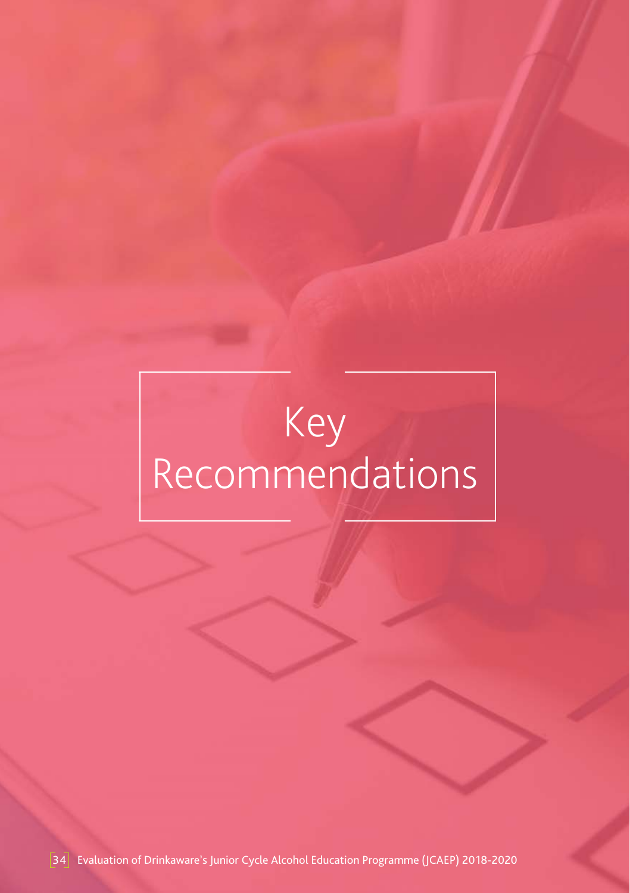# Key Recommendations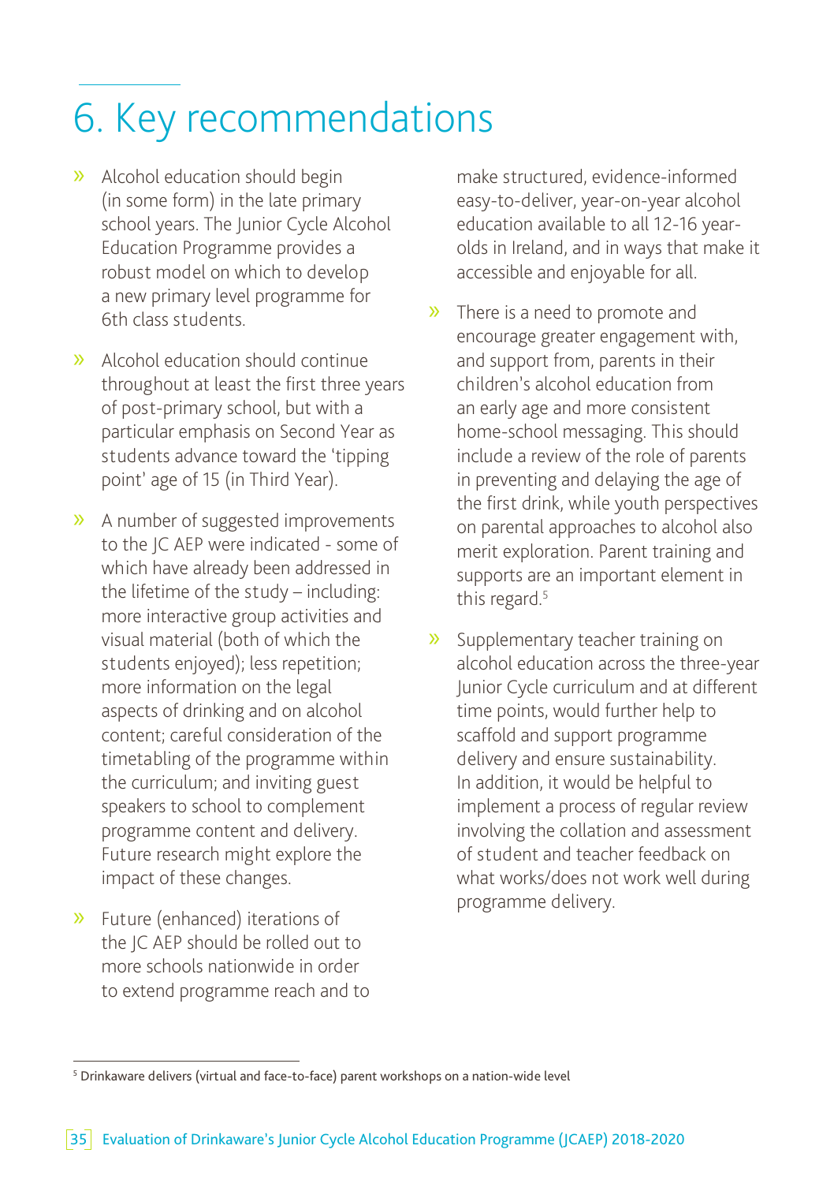# 6. Key recommendations

- Alcohol education should begin (in some form) in the late primary school years. The Junior Cycle Alcohol Education Programme provides a robust model on which to develop a new primary level programme for 6th class students.

- Alcohol education should continue throughout at least the first three years of post-primary school, but with a particular emphasis on Second Year as students advance toward the 'tipping point' age of 15 (in Third Year).

- A number of suggested improvements to the JC AEP were indicated - some of which have already been addressed in the lifetime of the study – including: more interactive group activities and visual material (both of which the students enjoyed); less repetition; more information on the legal aspects of drinking and on alcohol content; careful consideration of the timetabling of the programme within the curriculum; and inviting guest speakers to school to complement programme content and delivery. Future research might explore the impact of these changes.

- Future (enhanced) iterations of the JC AEP should be rolled out to more schools nationwide in order to extend programme reach and to make structured, evidence-informed easy-to-deliver, year-on-year alcohol education available to all 12-16 year-olds in Ireland, and in ways that make it accessible and enjoyable for all.

- There is a need to promote and encourage greater engagement with, and support from, parents in their children's alcohol education from an early age and more consistent home-school messaging. This should include a review of the role of parents in preventing and delaying the age of the first drink, while youth perspectives on parental approaches to alcohol also merit exploration. Parent training and supports are an important element in this regard.[5]

- Supplementary teacher training on alcohol education across the three-year Junior Cycle curriculum and at different time points, would further help to scaffold and support programme delivery and ensure sustainability. In addition, it would be helpful to implement a process of regular review involving the collation and assessment of student and teacher feedback on what works/does not work well during programme delivery.

[5] Drinkaware delivers (virtual and face-to-face) parent workshops on a nation-wide level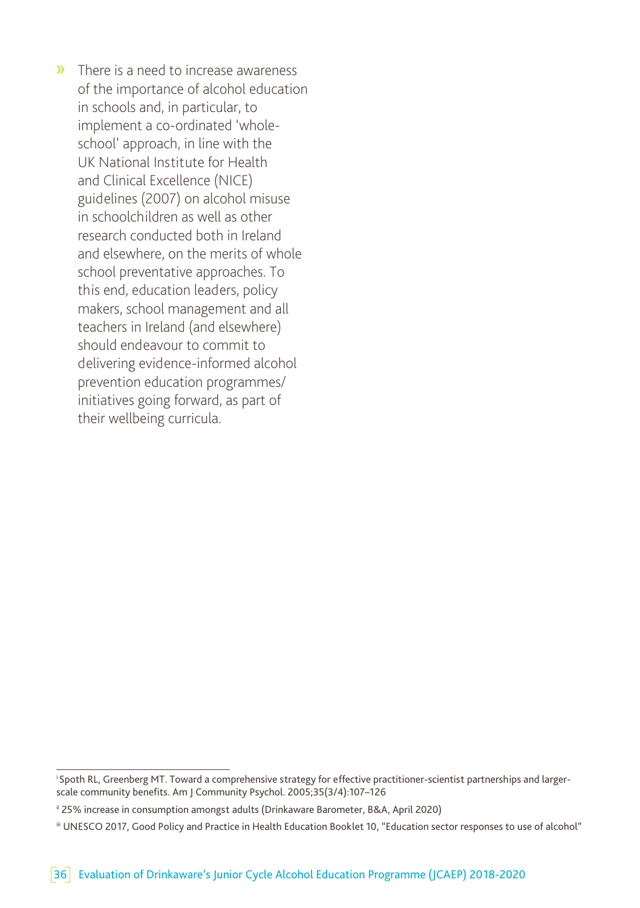- There is a need to increase awareness of the importance of alcohol education in schools and, in particular, to implement a co-ordinated 'whole-school' approach, in line with the UK National Institute for Health and Clinical Excellence (NICE) guidelines (2007) on alcohol misuse in schoolchildren as well as other research conducted both in Ireland and elsewhere, on the merits of whole school preventative approaches. To this end, education leaders, policy makers, school management and all teachers in Ireland (and elsewhere) should endeavour to commit to delivering evidence-informed alcohol prevention education programmes/ initiatives going forward, as part of their wellbeing curricula.

---

[i] Spoth RL, Greenberg MT. Toward a comprehensive strategy for effective practitioner-scientist partnerships and larger-scale community benefits. Am J Community Psychol. 2005;35(3/4):107–126

[ii] 25% increase in consumption amongst adults (Drinkaware Barometer, B&A, April 2020)

[iii] UNESCO 2017, Good Policy and Practice in Health Education Booklet 10, "Education sector responses to use of alcohol"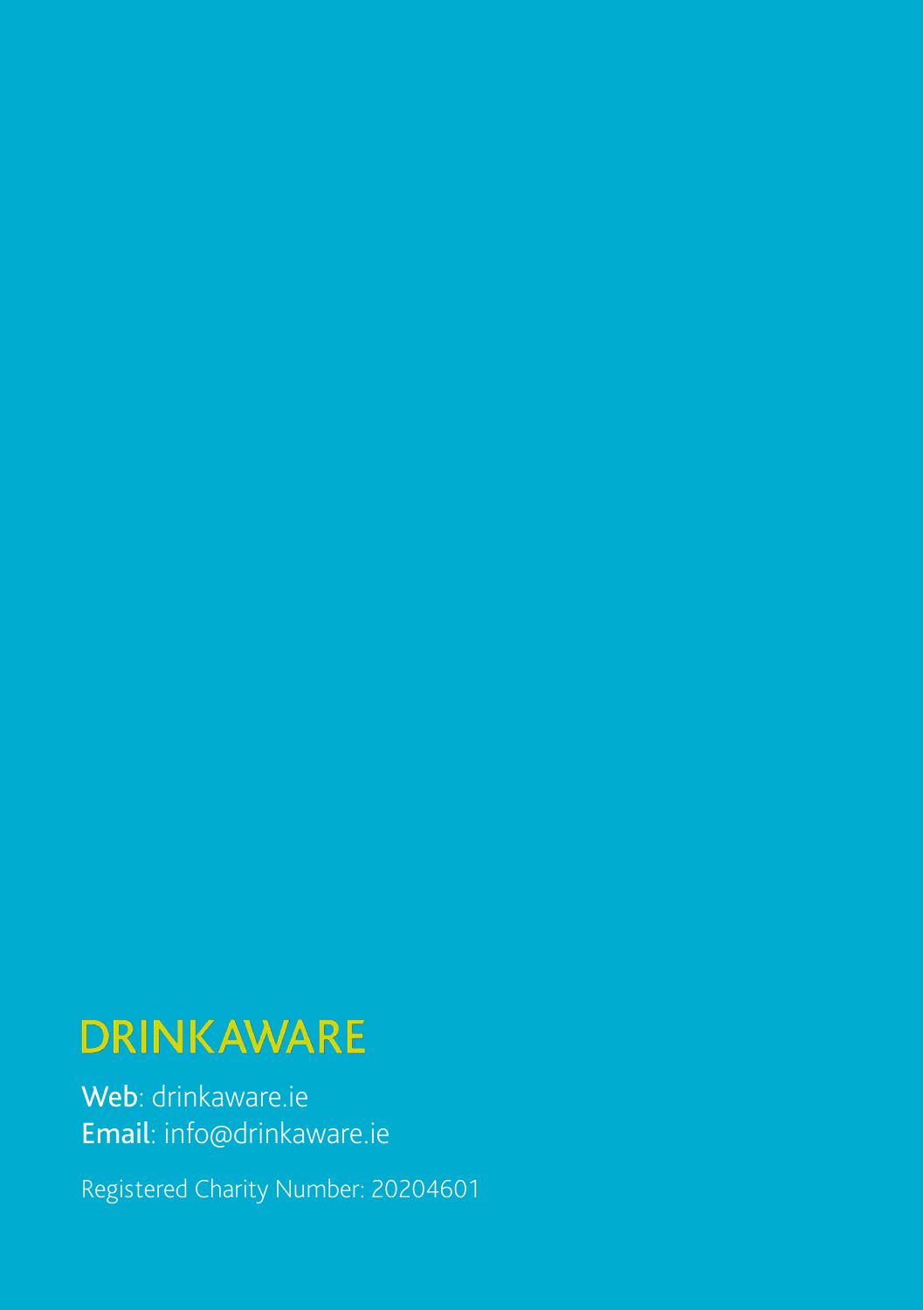# DRINKAWARE

**Web**: drinkaware.ie
**Email**: info@drinkaware.ie

Registered Charity Number: 20204601